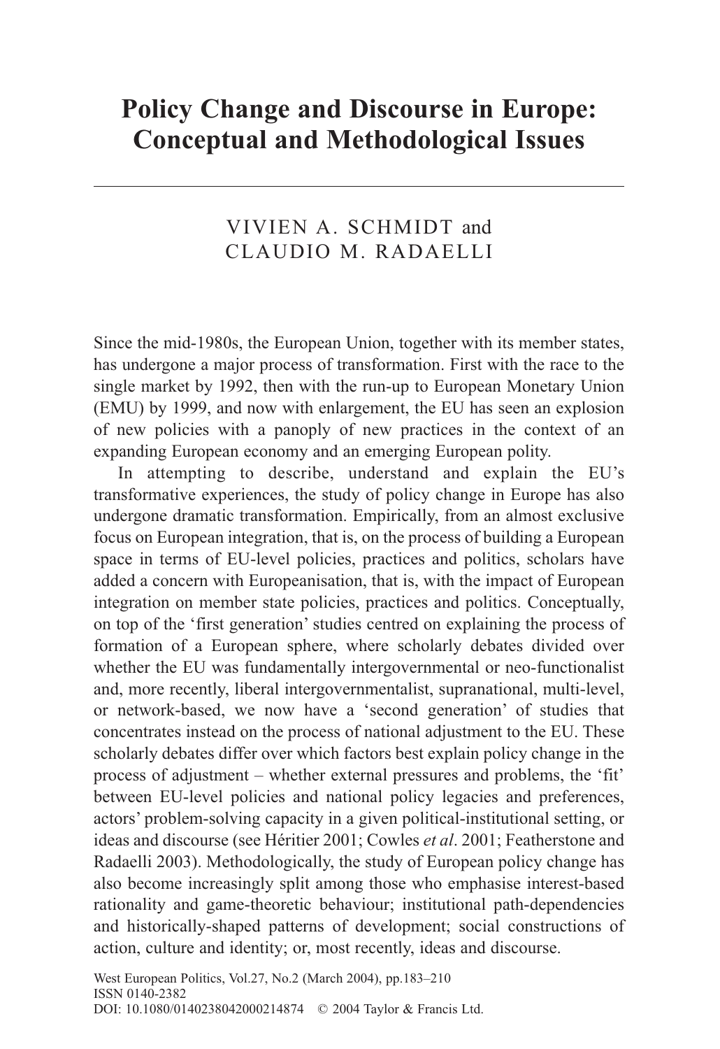# Policy Change and Discourse in Europe: Conceptual and Methodological Issues

VIVIEN A. SCHMIDT and CLAUDIO M. RADAELLI

Since the mid-1980s, the European Union, together with its member states, has undergone a major process of transformation. First with the race to the single market by 1992, then with the run-up to European Monetary Union (EMU) by 1999, and now with enlargement, the EU has seen an explosion of new policies with a panoply of new practices in the context of an expanding European economy and an emerging European polity.

In attempting to describe, understand and explain the EU's transformative experiences, the study of policy change in Europe has also undergone dramatic transformation. Empirically, from an almost exclusive focus on European integration, that is, on the process of building a European space in terms of EU-level policies, practices and politics, scholars have added a concern with Europeanisation, that is, with the impact of European integration on member state policies, practices and politics. Conceptually, on top of the 'first generation' studies centred on explaining the process of formation of a European sphere, where scholarly debates divided over whether the EU was fundamentally intergovernmental or neo-functionalist and, more recently, liberal intergovernmentalist, supranational, multi-level, or network-based, we now have a 'second generation' of studies that concentrates instead on the process of national adjustment to the EU. These scholarly debates differ over which factors best explain policy change in the process of adjustment – whether external pressures and problems, the 'fit' between EU-level policies and national policy legacies and preferences, actors' problem-solving capacity in a given political-institutional setting, or ideas and discourse (see Héritier 2001; Cowles *et al*. 2001; Featherstone and Radaelli 2003). Methodologically, the study of European policy change has also become increasingly split among those who emphasise interest-based rationality and game-theoretic behaviour; institutional path-dependencies and historically-shaped patterns of development; social constructions of action, culture and identity; or, most recently, ideas and discourse.

West European Politics, Vol.27, No.2 (March 2004), pp.183–210
ISSN 0140-2382
DOI: 10.1080/0140238042000214874 © 2004 Taylor & Francis Ltd.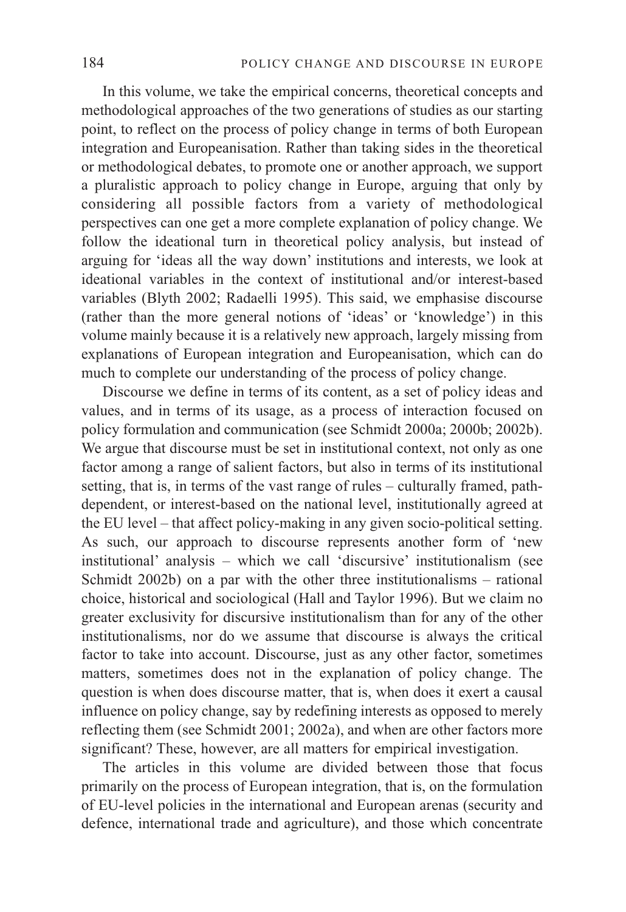In this volume, we take the empirical concerns, theoretical concepts and methodological approaches of the two generations of studies as our starting point, to reflect on the process of policy change in terms of both European integration and Europeanisation. Rather than taking sides in the theoretical or methodological debates, to promote one or another approach, we support a pluralistic approach to policy change in Europe, arguing that only by considering all possible factors from a variety of methodological perspectives can one get a more complete explanation of policy change. We follow the ideational turn in theoretical policy analysis, but instead of arguing for 'ideas all the way down' institutions and interests, we look at ideational variables in the context of institutional and/or interest-based variables (Blyth 2002; Radaelli 1995). This said, we emphasise discourse (rather than the more general notions of 'ideas' or 'knowledge') in this volume mainly because it is a relatively new approach, largely missing from explanations of European integration and Europeanisation, which can do much to complete our understanding of the process of policy change.

Discourse we define in terms of its content, as a set of policy ideas and values, and in terms of its usage, as a process of interaction focused on policy formulation and communication (see Schmidt 2000a; 2000b; 2002b). We argue that discourse must be set in institutional context, not only as one factor among a range of salient factors, but also in terms of its institutional setting, that is, in terms of the vast range of rules – culturally framed, path-dependent, or interest-based on the national level, institutionally agreed at the EU level – that affect policy-making in any given socio-political setting. As such, our approach to discourse represents another form of 'new institutional' analysis – which we call 'discursive' institutionalism (see Schmidt 2002b) on a par with the other three institutionalisms – rational choice, historical and sociological (Hall and Taylor 1996). But we claim no greater exclusivity for discursive institutionalism than for any of the other institutionalisms, nor do we assume that discourse is always the critical factor to take into account. Discourse, just as any other factor, sometimes matters, sometimes does not in the explanation of policy change. The question is when does discourse matter, that is, when does it exert a causal influence on policy change, say by redefining interests as opposed to merely reflecting them (see Schmidt 2001; 2002a), and when are other factors more significant? These, however, are all matters for empirical investigation.

The articles in this volume are divided between those that focus primarily on the process of European integration, that is, on the formulation of EU-level policies in the international and European arenas (security and defence, international trade and agriculture), and those which concentrate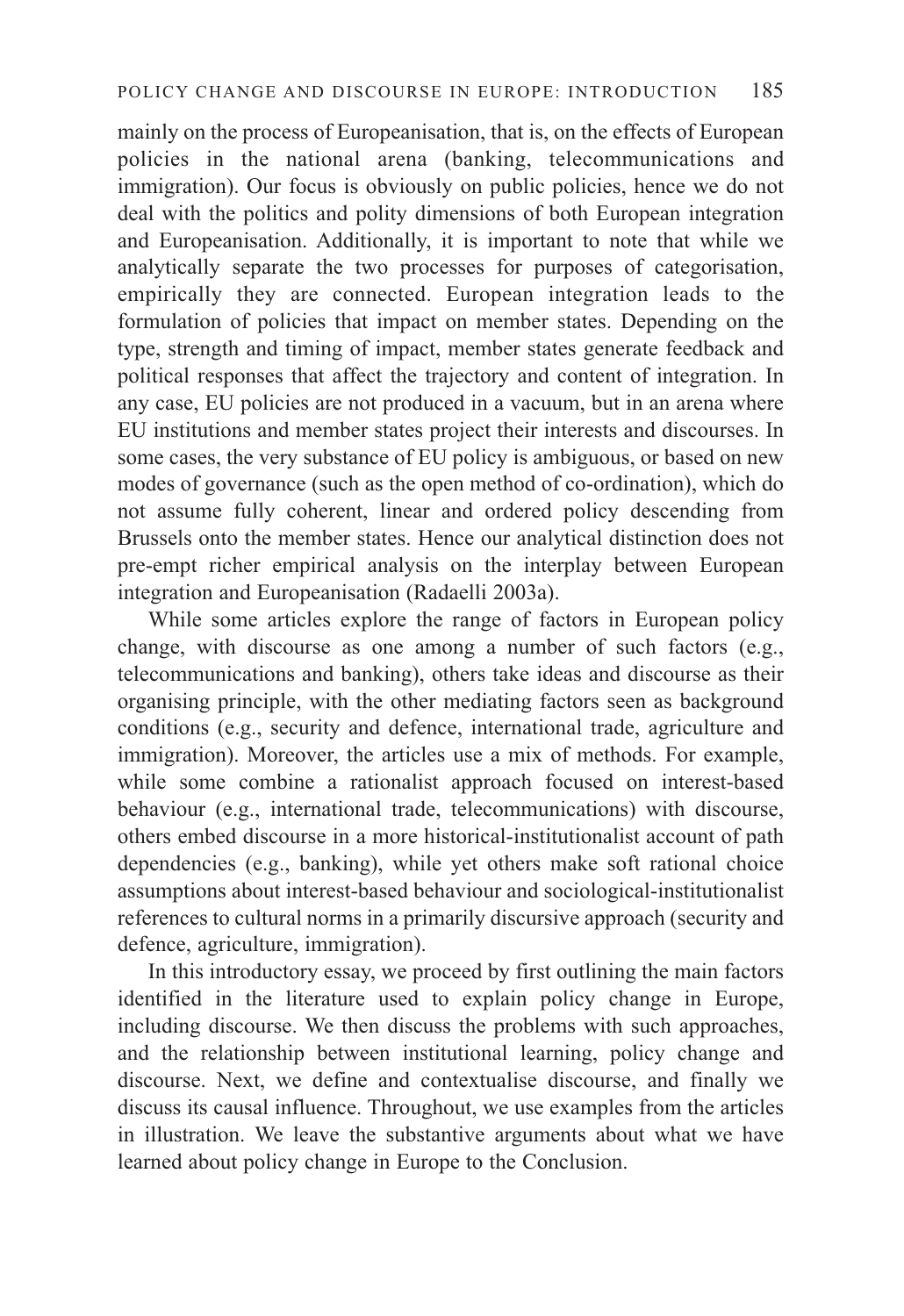mainly on the process of Europeanisation, that is, on the effects of European policies in the national arena (banking, telecommunications and immigration). Our focus is obviously on public policies, hence we do not deal with the politics and polity dimensions of both European integration and Europeanisation. Additionally, it is important to note that while we analytically separate the two processes for purposes of categorisation, empirically they are connected. European integration leads to the formulation of policies that impact on member states. Depending on the type, strength and timing of impact, member states generate feedback and political responses that affect the trajectory and content of integration. In any case, EU policies are not produced in a vacuum, but in an arena where EU institutions and member states project their interests and discourses. In some cases, the very substance of EU policy is ambiguous, or based on new modes of governance (such as the open method of co-ordination), which do not assume fully coherent, linear and ordered policy descending from Brussels onto the member states. Hence our analytical distinction does not pre-empt richer empirical analysis on the interplay between European integration and Europeanisation (Radaelli 2003a).

While some articles explore the range of factors in European policy change, with discourse as one among a number of such factors (e.g., telecommunications and banking), others take ideas and discourse as their organising principle, with the other mediating factors seen as background conditions (e.g., security and defence, international trade, agriculture and immigration). Moreover, the articles use a mix of methods. For example, while some combine a rationalist approach focused on interest-based behaviour (e.g., international trade, telecommunications) with discourse, others embed discourse in a more historical-institutionalist account of path dependencies (e.g., banking), while yet others make soft rational choice assumptions about interest-based behaviour and sociological-institutionalist references to cultural norms in a primarily discursive approach (security and defence, agriculture, immigration).

In this introductory essay, we proceed by first outlining the main factors identified in the literature used to explain policy change in Europe, including discourse. We then discuss the problems with such approaches, and the relationship between institutional learning, policy change and discourse. Next, we define and contextualise discourse, and finally we discuss its causal influence. Throughout, we use examples from the articles in illustration. We leave the substantive arguments about what we have learned about policy change in Europe to the Conclusion.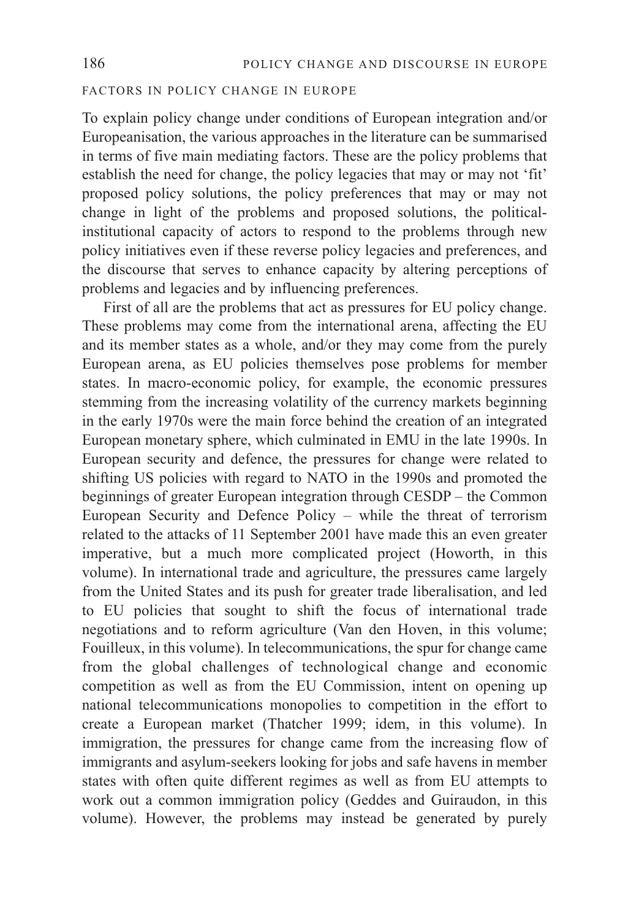## FACTORS IN POLICY CHANGE IN EUROPE

To explain policy change under conditions of European integration and/or Europeanisation, the various approaches in the literature can be summarised in terms of five main mediating factors. These are the policy problems that establish the need for change, the policy legacies that may or may not 'fit' proposed policy solutions, the policy preferences that may or may not change in light of the problems and proposed solutions, the political-institutional capacity of actors to respond to the problems through new policy initiatives even if these reverse policy legacies and preferences, and the discourse that serves to enhance capacity by altering perceptions of problems and legacies and by influencing preferences.

First of all are the problems that act as pressures for EU policy change. These problems may come from the international arena, affecting the EU and its member states as a whole, and/or they may come from the purely European arena, as EU policies themselves pose problems for member states. In macro-economic policy, for example, the economic pressures stemming from the increasing volatility of the currency markets beginning in the early 1970s were the main force behind the creation of an integrated European monetary sphere, which culminated in EMU in the late 1990s. In European security and defence, the pressures for change were related to shifting US policies with regard to NATO in the 1990s and promoted the beginnings of greater European integration through CESDP – the Common European Security and Defence Policy – while the threat of terrorism related to the attacks of 11 September 2001 have made this an even greater imperative, but a much more complicated project (Howorth, in this volume). In international trade and agriculture, the pressures came largely from the United States and its push for greater trade liberalisation, and led to EU policies that sought to shift the focus of international trade negotiations and to reform agriculture (Van den Hoven, in this volume; Fouilleux, in this volume). In telecommunications, the spur for change came from the global challenges of technological change and economic competition as well as from the EU Commission, intent on opening up national telecommunications monopolies to competition in the effort to create a European market (Thatcher 1999; idem, in this volume). In immigration, the pressures for change came from the increasing flow of immigrants and asylum-seekers looking for jobs and safe havens in member states with often quite different regimes as well as from EU attempts to work out a common immigration policy (Geddes and Guiraudon, in this volume). However, the problems may instead be generated by purely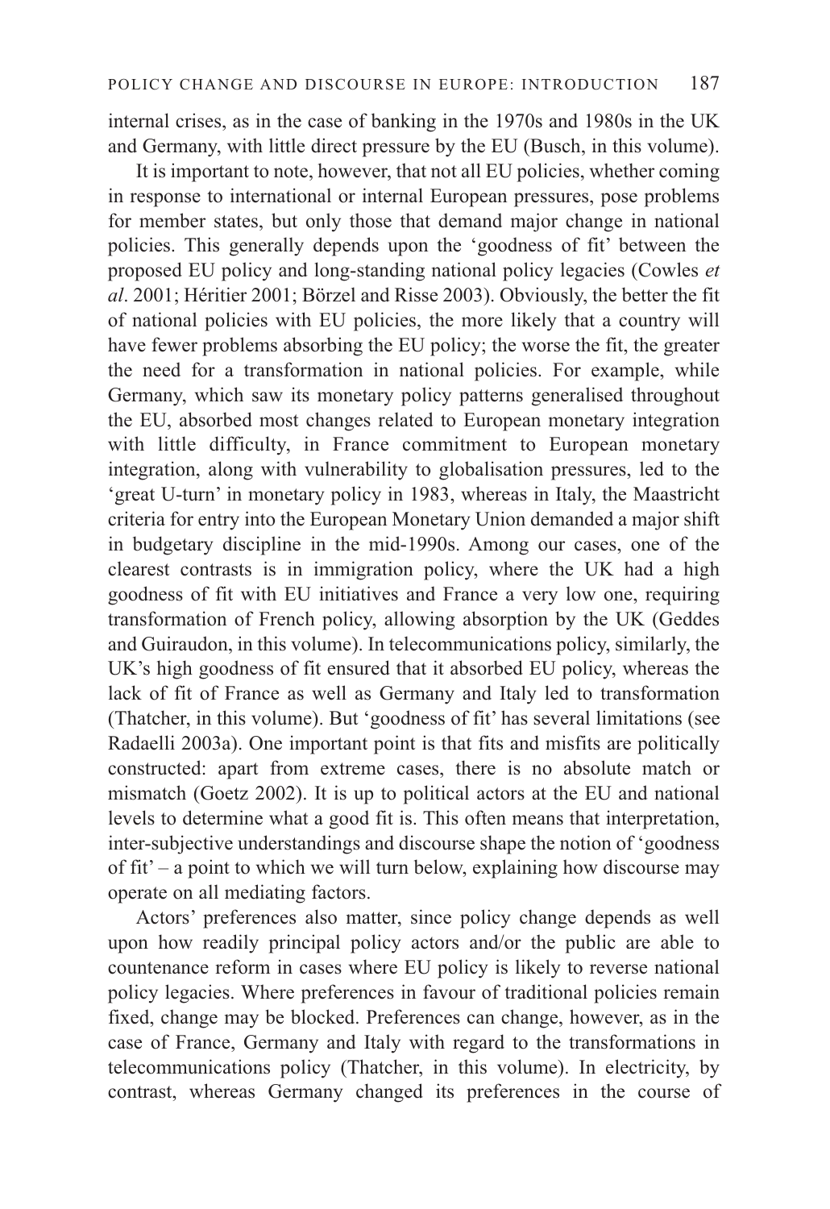internal crises, as in the case of banking in the 1970s and 1980s in the UK and Germany, with little direct pressure by the EU (Busch, in this volume).

It is important to note, however, that not all EU policies, whether coming in response to international or internal European pressures, pose problems for member states, but only those that demand major change in national policies. This generally depends upon the 'goodness of fit' between the proposed EU policy and long-standing national policy legacies (Cowles *et al*. 2001; Héritier 2001; Börzel and Risse 2003). Obviously, the better the fit of national policies with EU policies, the more likely that a country will have fewer problems absorbing the EU policy; the worse the fit, the greater the need for a transformation in national policies. For example, while Germany, which saw its monetary policy patterns generalised throughout the EU, absorbed most changes related to European monetary integration with little difficulty, in France commitment to European monetary integration, along with vulnerability to globalisation pressures, led to the 'great U-turn' in monetary policy in 1983, whereas in Italy, the Maastricht criteria for entry into the European Monetary Union demanded a major shift in budgetary discipline in the mid-1990s. Among our cases, one of the clearest contrasts is in immigration policy, where the UK had a high goodness of fit with EU initiatives and France a very low one, requiring transformation of French policy, allowing absorption by the UK (Geddes and Guiraudon, in this volume). In telecommunications policy, similarly, the UK's high goodness of fit ensured that it absorbed EU policy, whereas the lack of fit of France as well as Germany and Italy led to transformation (Thatcher, in this volume). But 'goodness of fit' has several limitations (see Radaelli 2003a). One important point is that fits and misfits are politically constructed: apart from extreme cases, there is no absolute match or mismatch (Goetz 2002). It is up to political actors at the EU and national levels to determine what a good fit is. This often means that interpretation, inter-subjective understandings and discourse shape the notion of 'goodness of fit' – a point to which we will turn below, explaining how discourse may operate on all mediating factors.

Actors' preferences also matter, since policy change depends as well upon how readily principal policy actors and/or the public are able to countenance reform in cases where EU policy is likely to reverse national policy legacies. Where preferences in favour of traditional policies remain fixed, change may be blocked. Preferences can change, however, as in the case of France, Germany and Italy with regard to the transformations in telecommunications policy (Thatcher, in this volume). In electricity, by contrast, whereas Germany changed its preferences in the course of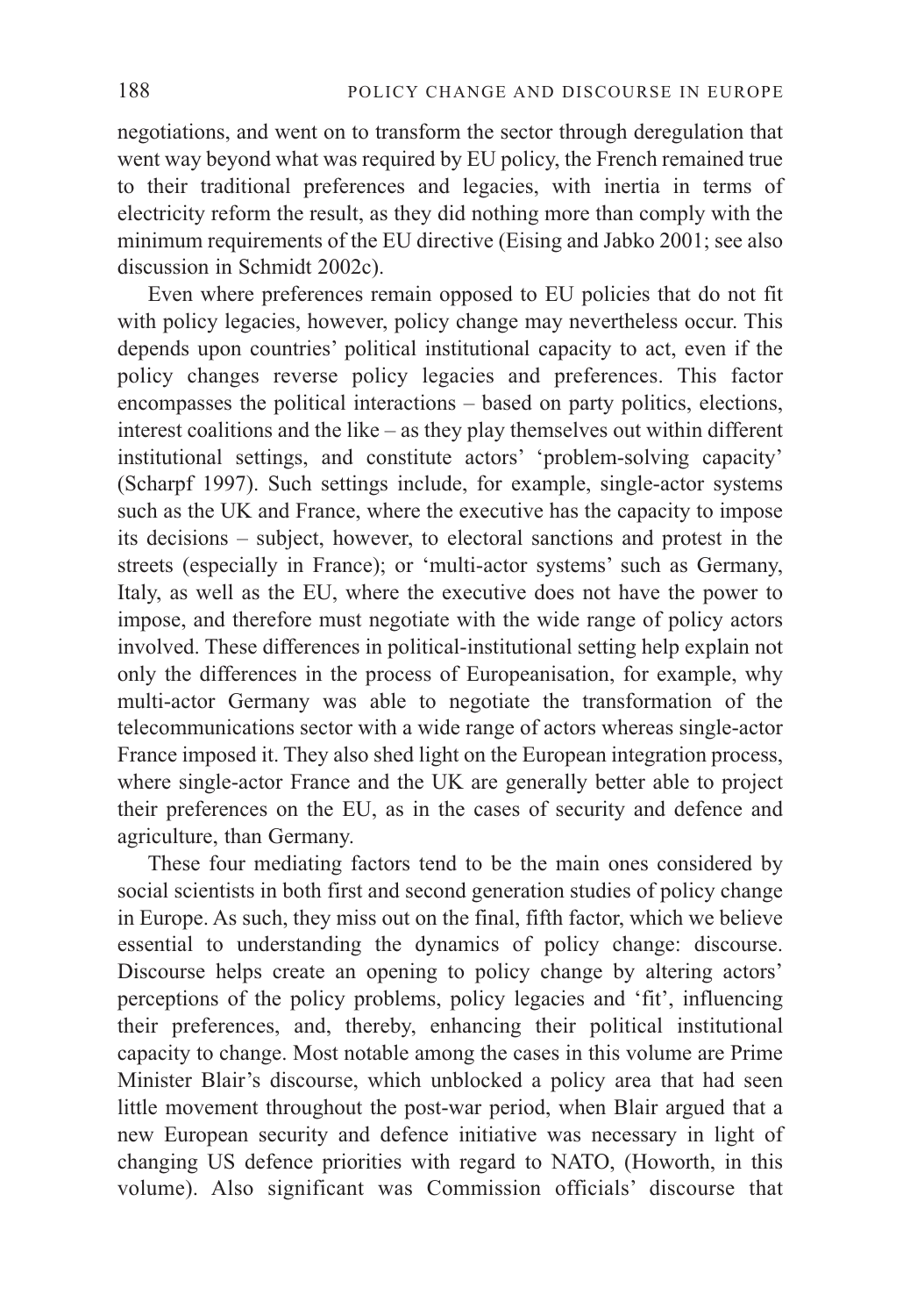negotiations, and went on to transform the sector through deregulation that went way beyond what was required by EU policy, the French remained true to their traditional preferences and legacies, with inertia in terms of electricity reform the result, as they did nothing more than comply with the minimum requirements of the EU directive (Eising and Jabko 2001; see also discussion in Schmidt 2002c).

Even where preferences remain opposed to EU policies that do not fit with policy legacies, however, policy change may nevertheless occur. This depends upon countries' political institutional capacity to act, even if the policy changes reverse policy legacies and preferences. This factor encompasses the political interactions – based on party politics, elections, interest coalitions and the like – as they play themselves out within different institutional settings, and constitute actors' 'problem-solving capacity' (Scharpf 1997). Such settings include, for example, single-actor systems such as the UK and France, where the executive has the capacity to impose its decisions – subject, however, to electoral sanctions and protest in the streets (especially in France); or 'multi-actor systems' such as Germany, Italy, as well as the EU, where the executive does not have the power to impose, and therefore must negotiate with the wide range of policy actors involved. These differences in political-institutional setting help explain not only the differences in the process of Europeanisation, for example, why multi-actor Germany was able to negotiate the transformation of the telecommunications sector with a wide range of actors whereas single-actor France imposed it. They also shed light on the European integration process, where single-actor France and the UK are generally better able to project their preferences on the EU, as in the cases of security and defence and agriculture, than Germany.

These four mediating factors tend to be the main ones considered by social scientists in both first and second generation studies of policy change in Europe. As such, they miss out on the final, fifth factor, which we believe essential to understanding the dynamics of policy change: discourse. Discourse helps create an opening to policy change by altering actors' perceptions of the policy problems, policy legacies and 'fit', influencing their preferences, and, thereby, enhancing their political institutional capacity to change. Most notable among the cases in this volume are Prime Minister Blair's discourse, which unblocked a policy area that had seen little movement throughout the post-war period, when Blair argued that a new European security and defence initiative was necessary in light of changing US defence priorities with regard to NATO, (Howorth, in this volume). Also significant was Commission officials' discourse that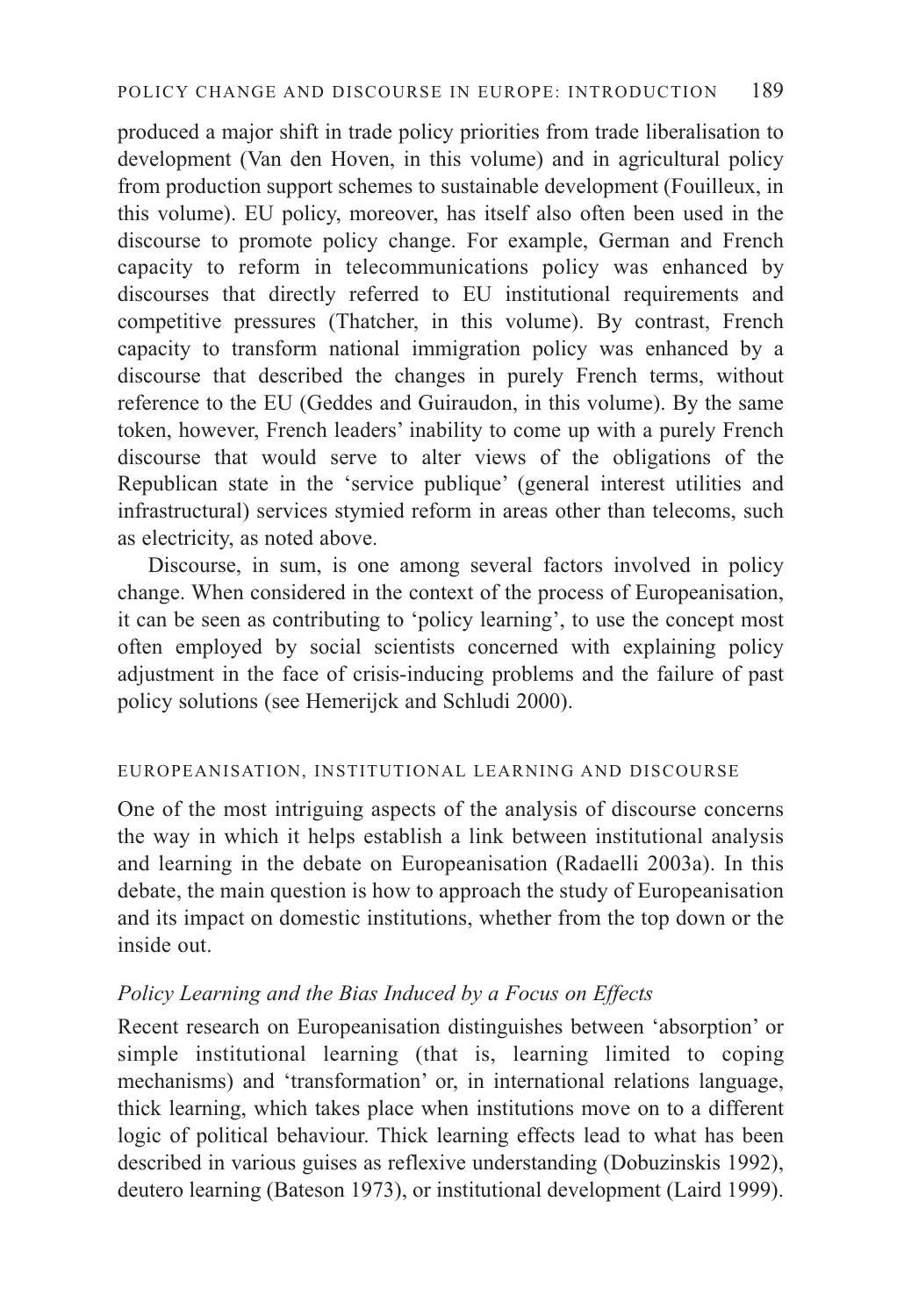produced a major shift in trade policy priorities from trade liberalisation to development (Van den Hoven, in this volume) and in agricultural policy from production support schemes to sustainable development (Fouilleux, in this volume). EU policy, moreover, has itself also often been used in the discourse to promote policy change. For example, German and French capacity to reform in telecommunications policy was enhanced by discourses that directly referred to EU institutional requirements and competitive pressures (Thatcher, in this volume). By contrast, French capacity to transform national immigration policy was enhanced by a discourse that described the changes in purely French terms, without reference to the EU (Geddes and Guiraudon, in this volume). By the same token, however, French leaders' inability to come up with a purely French discourse that would serve to alter views of the obligations of the Republican state in the 'service publique' (general interest utilities and infrastructural) services stymied reform in areas other than telecoms, such as electricity, as noted above.

Discourse, in sum, is one among several factors involved in policy change. When considered in the context of the process of Europeanisation, it can be seen as contributing to 'policy learning', to use the concept most often employed by social scientists concerned with explaining policy adjustment in the face of crisis-inducing problems and the failure of past policy solutions (see Hemerijck and Schludi 2000).

## EUROPEANISATION, INSTITUTIONAL LEARNING AND DISCOURSE

One of the most intriguing aspects of the analysis of discourse concerns the way in which it helps establish a link between institutional analysis and learning in the debate on Europeanisation (Radaelli 2003a). In this debate, the main question is how to approach the study of Europeanisation and its impact on domestic institutions, whether from the top down or the inside out.

### *Policy Learning and the Bias Induced by a Focus on Effects*

Recent research on Europeanisation distinguishes between 'absorption' or simple institutional learning (that is, learning limited to coping mechanisms) and 'transformation' or, in international relations language, thick learning, which takes place when institutions move on to a different logic of political behaviour. Thick learning effects lead to what has been described in various guises as reflexive understanding (Dobuzinskis 1992), deutero learning (Bateson 1973), or institutional development (Laird 1999).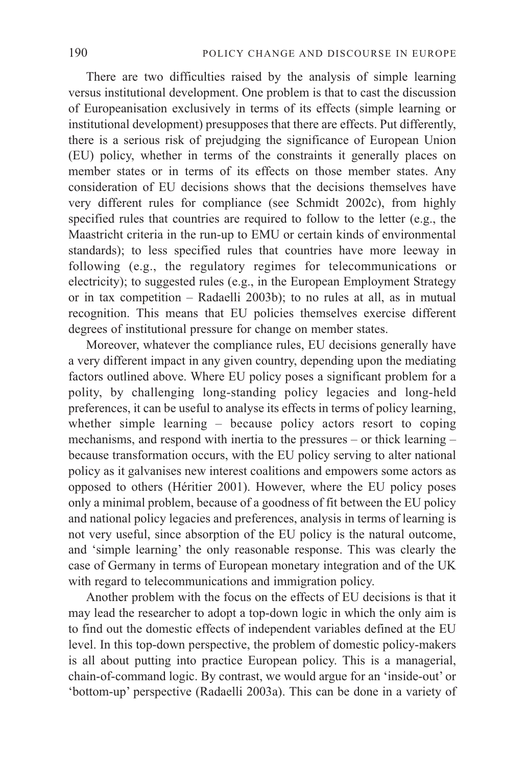There are two difficulties raised by the analysis of simple learning versus institutional development. One problem is that to cast the discussion of Europeanisation exclusively in terms of its effects (simple learning or institutional development) presupposes that there are effects. Put differently, there is a serious risk of prejudging the significance of European Union (EU) policy, whether in terms of the constraints it generally places on member states or in terms of its effects on those member states. Any consideration of EU decisions shows that the decisions themselves have very different rules for compliance (see Schmidt 2002c), from highly specified rules that countries are required to follow to the letter (e.g., the Maastricht criteria in the run-up to EMU or certain kinds of environmental standards); to less specified rules that countries have more leeway in following (e.g., the regulatory regimes for telecommunications or electricity); to suggested rules (e.g., in the European Employment Strategy or in tax competition – Radaelli 2003b); to no rules at all, as in mutual recognition. This means that EU policies themselves exercise different degrees of institutional pressure for change on member states.

Moreover, whatever the compliance rules, EU decisions generally have a very different impact in any given country, depending upon the mediating factors outlined above. Where EU policy poses a significant problem for a polity, by challenging long-standing policy legacies and long-held preferences, it can be useful to analyse its effects in terms of policy learning, whether simple learning – because policy actors resort to coping mechanisms, and respond with inertia to the pressures – or thick learning – because transformation occurs, with the EU policy serving to alter national policy as it galvanises new interest coalitions and empowers some actors as opposed to others (Héritier 2001). However, where the EU policy poses only a minimal problem, because of a goodness of fit between the EU policy and national policy legacies and preferences, analysis in terms of learning is not very useful, since absorption of the EU policy is the natural outcome, and 'simple learning' the only reasonable response. This was clearly the case of Germany in terms of European monetary integration and of the UK with regard to telecommunications and immigration policy.

Another problem with the focus on the effects of EU decisions is that it may lead the researcher to adopt a top-down logic in which the only aim is to find out the domestic effects of independent variables defined at the EU level. In this top-down perspective, the problem of domestic policy-makers is all about putting into practice European policy. This is a managerial, chain-of-command logic. By contrast, we would argue for an 'inside-out' or 'bottom-up' perspective (Radaelli 2003a). This can be done in a variety of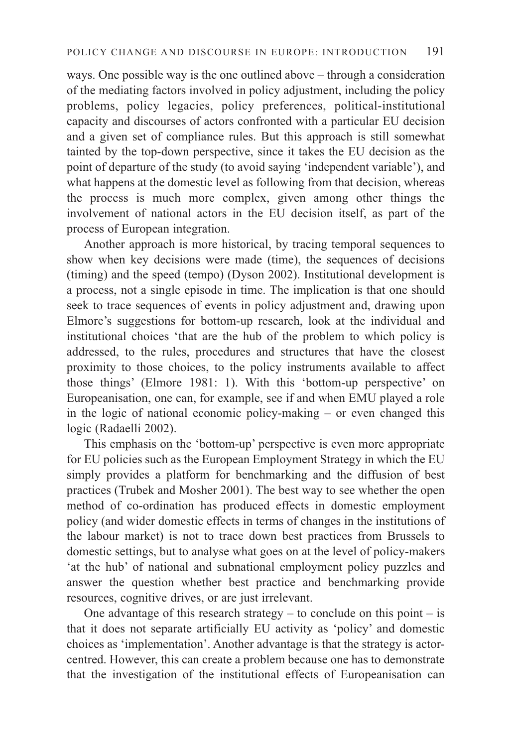ways. One possible way is the one outlined above – through a consideration of the mediating factors involved in policy adjustment, including the policy problems, policy legacies, policy preferences, political-institutional capacity and discourses of actors confronted with a particular EU decision and a given set of compliance rules. But this approach is still somewhat tainted by the top-down perspective, since it takes the EU decision as the point of departure of the study (to avoid saying 'independent variable'), and what happens at the domestic level as following from that decision, whereas the process is much more complex, given among other things the involvement of national actors in the EU decision itself, as part of the process of European integration.

Another approach is more historical, by tracing temporal sequences to show when key decisions were made (time), the sequences of decisions (timing) and the speed (tempo) (Dyson 2002). Institutional development is a process, not a single episode in time. The implication is that one should seek to trace sequences of events in policy adjustment and, drawing upon Elmore's suggestions for bottom-up research, look at the individual and institutional choices 'that are the hub of the problem to which policy is addressed, to the rules, procedures and structures that have the closest proximity to those choices, to the policy instruments available to affect those things' (Elmore 1981: 1). With this 'bottom-up perspective' on Europeanisation, one can, for example, see if and when EMU played a role in the logic of national economic policy-making – or even changed this logic (Radaelli 2002).

This emphasis on the 'bottom-up' perspective is even more appropriate for EU policies such as the European Employment Strategy in which the EU simply provides a platform for benchmarking and the diffusion of best practices (Trubek and Mosher 2001). The best way to see whether the open method of co-ordination has produced effects in domestic employment policy (and wider domestic effects in terms of changes in the institutions of the labour market) is not to trace down best practices from Brussels to domestic settings, but to analyse what goes on at the level of policy-makers 'at the hub' of national and subnational employment policy puzzles and answer the question whether best practice and benchmarking provide resources, cognitive drives, or are just irrelevant.

One advantage of this research strategy – to conclude on this point – is that it does not separate artificially EU activity as 'policy' and domestic choices as 'implementation'. Another advantage is that the strategy is actor-centred. However, this can create a problem because one has to demonstrate that the investigation of the institutional effects of Europeanisation can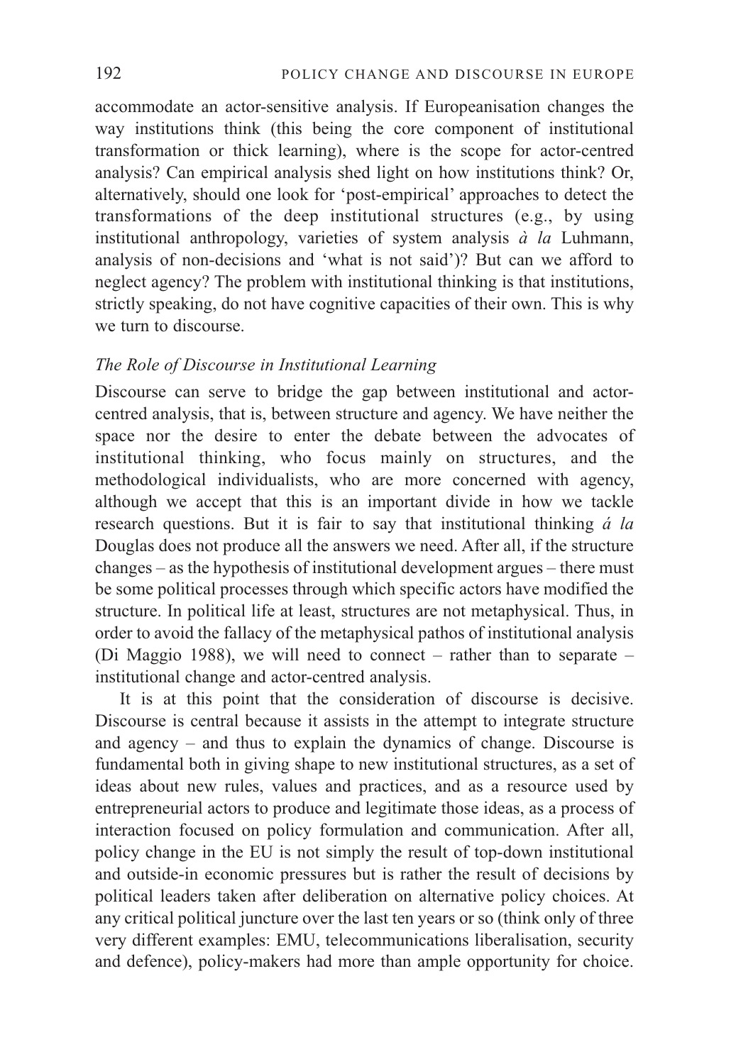accommodate an actor-sensitive analysis. If Europeanisation changes the way institutions think (this being the core component of institutional transformation or thick learning), where is the scope for actor-centred analysis? Can empirical analysis shed light on how institutions think? Or, alternatively, should one look for 'post-empirical' approaches to detect the transformations of the deep institutional structures (e.g., by using institutional anthropology, varieties of system analysis *à la* Luhmann, analysis of non-decisions and 'what is not said')? But can we afford to neglect agency? The problem with institutional thinking is that institutions, strictly speaking, do not have cognitive capacities of their own. This is why we turn to discourse.

### *The Role of Discourse in Institutional Learning*

Discourse can serve to bridge the gap between institutional and actor-centred analysis, that is, between structure and agency. We have neither the space nor the desire to enter the debate between the advocates of institutional thinking, who focus mainly on structures, and the methodological individualists, who are more concerned with agency, although we accept that this is an important divide in how we tackle research questions. But it is fair to say that institutional thinking *á la* Douglas does not produce all the answers we need. After all, if the structure changes – as the hypothesis of institutional development argues – there must be some political processes through which specific actors have modified the structure. In political life at least, structures are not metaphysical. Thus, in order to avoid the fallacy of the metaphysical pathos of institutional analysis (Di Maggio 1988), we will need to connect – rather than to separate – institutional change and actor-centred analysis.

It is at this point that the consideration of discourse is decisive. Discourse is central because it assists in the attempt to integrate structure and agency – and thus to explain the dynamics of change. Discourse is fundamental both in giving shape to new institutional structures, as a set of ideas about new rules, values and practices, and as a resource used by entrepreneurial actors to produce and legitimate those ideas, as a process of interaction focused on policy formulation and communication. After all, policy change in the EU is not simply the result of top-down institutional and outside-in economic pressures but is rather the result of decisions by political leaders taken after deliberation on alternative policy choices. At any critical political juncture over the last ten years or so (think only of three very different examples: EMU, telecommunications liberalisation, security and defence), policy-makers had more than ample opportunity for choice.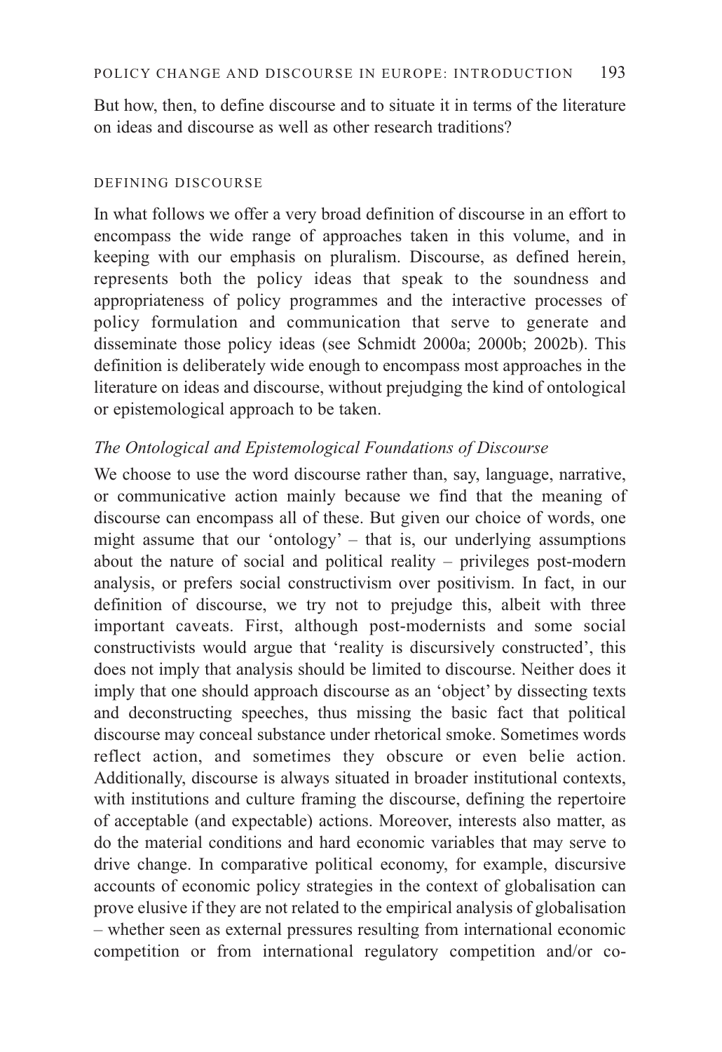But how, then, to define discourse and to situate it in terms of the literature on ideas and discourse as well as other research traditions?

## DEFINING DISCOURSE

In what follows we offer a very broad definition of discourse in an effort to encompass the wide range of approaches taken in this volume, and in keeping with our emphasis on pluralism. Discourse, as defined herein, represents both the policy ideas that speak to the soundness and appropriateness of policy programmes and the interactive processes of policy formulation and communication that serve to generate and disseminate those policy ideas (see Schmidt 2000a; 2000b; 2002b). This definition is deliberately wide enough to encompass most approaches in the literature on ideas and discourse, without prejudging the kind of ontological or epistemological approach to be taken.

### *The Ontological and Epistemological Foundations of Discourse*

We choose to use the word discourse rather than, say, language, narrative, or communicative action mainly because we find that the meaning of discourse can encompass all of these. But given our choice of words, one might assume that our 'ontology' – that is, our underlying assumptions about the nature of social and political reality – privileges post-modern analysis, or prefers social constructivism over positivism. In fact, in our definition of discourse, we try not to prejudge this, albeit with three important caveats. First, although post-modernists and some social constructivists would argue that 'reality is discursively constructed', this does not imply that analysis should be limited to discourse. Neither does it imply that one should approach discourse as an 'object' by dissecting texts and deconstructing speeches, thus missing the basic fact that political discourse may conceal substance under rhetorical smoke. Sometimes words reflect action, and sometimes they obscure or even belie action. Additionally, discourse is always situated in broader institutional contexts, with institutions and culture framing the discourse, defining the repertoire of acceptable (and expectable) actions. Moreover, interests also matter, as do the material conditions and hard economic variables that may serve to drive change. In comparative political economy, for example, discursive accounts of economic policy strategies in the context of globalisation can prove elusive if they are not related to the empirical analysis of globalisation – whether seen as external pressures resulting from international economic competition or from international regulatory competition and/or co-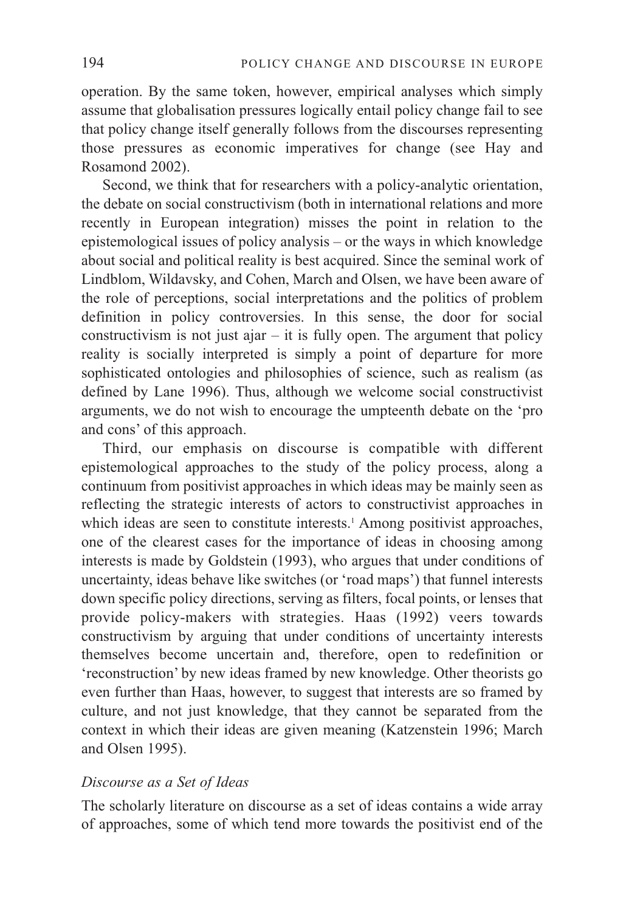operation. By the same token, however, empirical analyses which simply assume that globalisation pressures logically entail policy change fail to see that policy change itself generally follows from the discourses representing those pressures as economic imperatives for change (see Hay and Rosamond 2002).

Second, we think that for researchers with a policy-analytic orientation, the debate on social constructivism (both in international relations and more recently in European integration) misses the point in relation to the epistemological issues of policy analysis – or the ways in which knowledge about social and political reality is best acquired. Since the seminal work of Lindblom, Wildavsky, and Cohen, March and Olsen, we have been aware of the role of perceptions, social interpretations and the politics of problem definition in policy controversies. In this sense, the door for social constructivism is not just ajar – it is fully open. The argument that policy reality is socially interpreted is simply a point of departure for more sophisticated ontologies and philosophies of science, such as realism (as defined by Lane 1996). Thus, although we welcome social constructivist arguments, we do not wish to encourage the umpteenth debate on the 'pro and cons' of this approach.

Third, our emphasis on discourse is compatible with different epistemological approaches to the study of the policy process, along a continuum from positivist approaches in which ideas may be mainly seen as reflecting the strategic interests of actors to constructivist approaches in which ideas are seen to constitute interests.[1] Among positivist approaches, one of the clearest cases for the importance of ideas in choosing among interests is made by Goldstein (1993), who argues that under conditions of uncertainty, ideas behave like switches (or 'road maps') that funnel interests down specific policy directions, serving as filters, focal points, or lenses that provide policy-makers with strategies. Haas (1992) veers towards constructivism by arguing that under conditions of uncertainty interests themselves become uncertain and, therefore, open to redefinition or 'reconstruction' by new ideas framed by new knowledge. Other theorists go even further than Haas, however, to suggest that interests are so framed by culture, and not just knowledge, that they cannot be separated from the context in which their ideas are given meaning (Katzenstein 1996; March and Olsen 1995).

### *Discourse as a Set of Ideas*

The scholarly literature on discourse as a set of ideas contains a wide array of approaches, some of which tend more towards the positivist end of the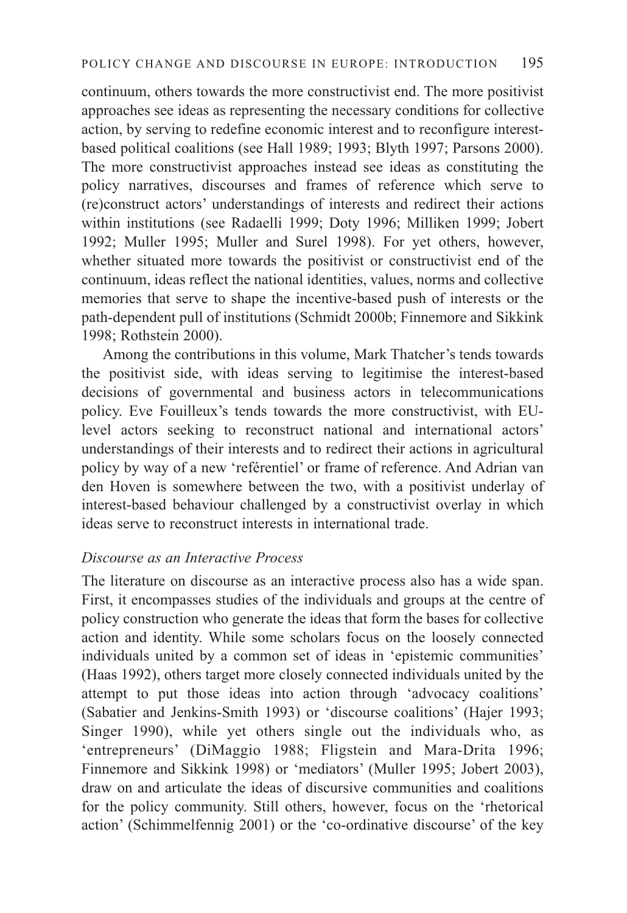continuum, others towards the more constructivist end. The more positivist approaches see ideas as representing the necessary conditions for collective action, by serving to redefine economic interest and to reconfigure interest-based political coalitions (see Hall 1989; 1993; Blyth 1997; Parsons 2000). The more constructivist approaches instead see ideas as constituting the policy narratives, discourses and frames of reference which serve to (re)construct actors' understandings of interests and redirect their actions within institutions (see Radaelli 1999; Doty 1996; Milliken 1999; Jobert 1992; Muller 1995; Muller and Surel 1998). For yet others, however, whether situated more towards the positivist or constructivist end of the continuum, ideas reflect the national identities, values, norms and collective memories that serve to shape the incentive-based push of interests or the path-dependent pull of institutions (Schmidt 2000b; Finnemore and Sikkink 1998; Rothstein 2000).

Among the contributions in this volume, Mark Thatcher's tends towards the positivist side, with ideas serving to legitimise the interest-based decisions of governmental and business actors in telecommunications policy. Eve Fouilleux's tends towards the more constructivist, with EU-level actors seeking to reconstruct national and international actors' understandings of their interests and to redirect their actions in agricultural policy by way of a new 'reférentiel' or frame of reference. And Adrian van den Hoven is somewhere between the two, with a positivist underlay of interest-based behaviour challenged by a constructivist overlay in which ideas serve to reconstruct interests in international trade.

### *Discourse as an Interactive Process*

The literature on discourse as an interactive process also has a wide span. First, it encompasses studies of the individuals and groups at the centre of policy construction who generate the ideas that form the bases for collective action and identity. While some scholars focus on the loosely connected individuals united by a common set of ideas in 'epistemic communities' (Haas 1992), others target more closely connected individuals united by the attempt to put those ideas into action through 'advocacy coalitions' (Sabatier and Jenkins-Smith 1993) or 'discourse coalitions' (Hajer 1993; Singer 1990), while yet others single out the individuals who, as 'entrepreneurs' (DiMaggio 1988; Fligstein and Mara-Drita 1996; Finnemore and Sikkink 1998) or 'mediators' (Muller 1995; Jobert 2003), draw on and articulate the ideas of discursive communities and coalitions for the policy community. Still others, however, focus on the 'rhetorical action' (Schimmelfennig 2001) or the 'co-ordinative discourse' of the key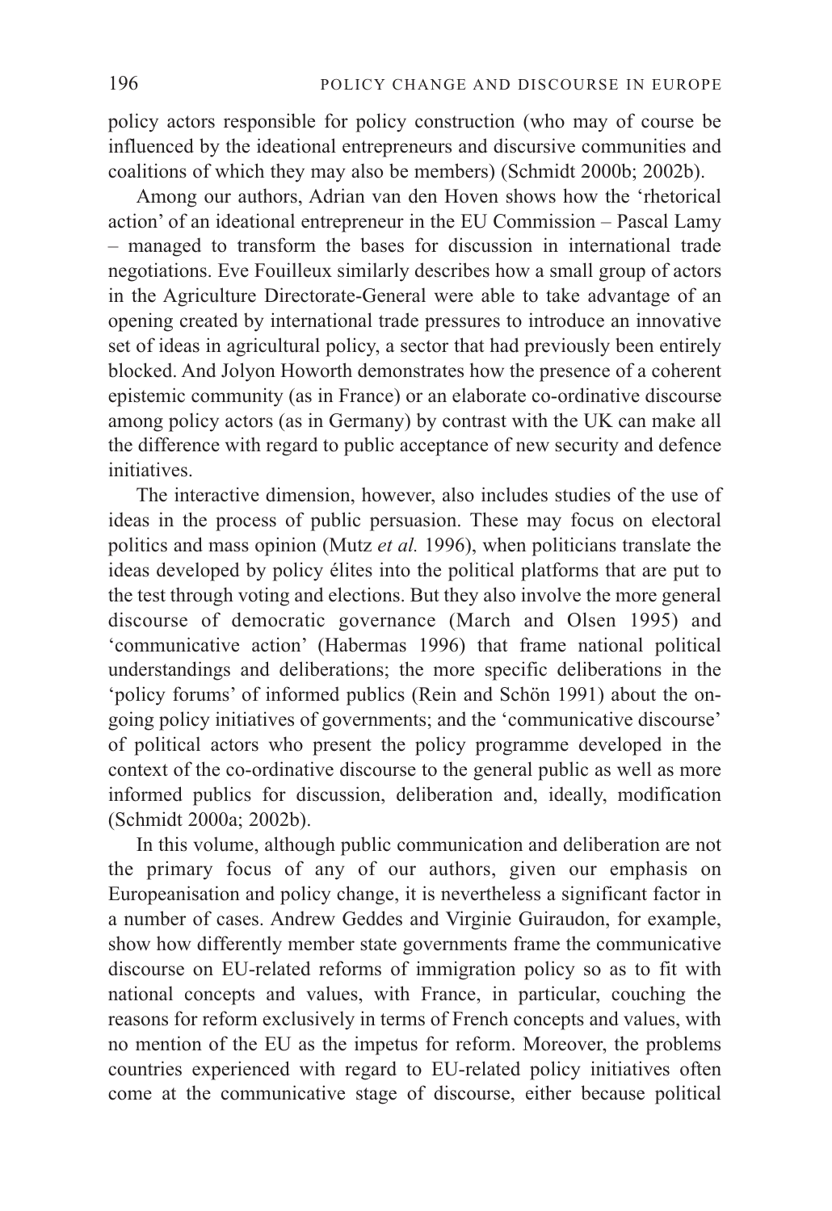policy actors responsible for policy construction (who may of course be influenced by the ideational entrepreneurs and discursive communities and coalitions of which they may also be members) (Schmidt 2000b; 2002b).

Among our authors, Adrian van den Hoven shows how the 'rhetorical action' of an ideational entrepreneur in the EU Commission – Pascal Lamy – managed to transform the bases for discussion in international trade negotiations. Eve Fouilleux similarly describes how a small group of actors in the Agriculture Directorate-General were able to take advantage of an opening created by international trade pressures to introduce an innovative set of ideas in agricultural policy, a sector that had previously been entirely blocked. And Jolyon Howorth demonstrates how the presence of a coherent epistemic community (as in France) or an elaborate co-ordinative discourse among policy actors (as in Germany) by contrast with the UK can make all the difference with regard to public acceptance of new security and defence initiatives.

The interactive dimension, however, also includes studies of the use of ideas in the process of public persuasion. These may focus on electoral politics and mass opinion (Mutz *et al.* 1996), when politicians translate the ideas developed by policy élites into the political platforms that are put to the test through voting and elections. But they also involve the more general discourse of democratic governance (March and Olsen 1995) and 'communicative action' (Habermas 1996) that frame national political understandings and deliberations; the more specific deliberations in the 'policy forums' of informed publics (Rein and Schön 1991) about the on-going policy initiatives of governments; and the 'communicative discourse' of political actors who present the policy programme developed in the context of the co-ordinative discourse to the general public as well as more informed publics for discussion, deliberation and, ideally, modification (Schmidt 2000a; 2002b).

In this volume, although public communication and deliberation are not the primary focus of any of our authors, given our emphasis on Europeanisation and policy change, it is nevertheless a significant factor in a number of cases. Andrew Geddes and Virginie Guiraudon, for example, show how differently member state governments frame the communicative discourse on EU-related reforms of immigration policy so as to fit with national concepts and values, with France, in particular, couching the reasons for reform exclusively in terms of French concepts and values, with no mention of the EU as the impetus for reform. Moreover, the problems countries experienced with regard to EU-related policy initiatives often come at the communicative stage of discourse, either because political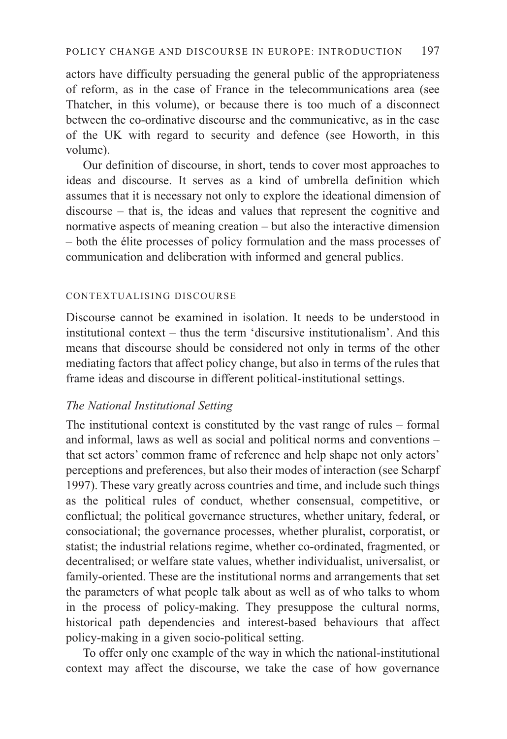actors have difficulty persuading the general public of the appropriateness of reform, as in the case of France in the telecommunications area (see Thatcher, in this volume), or because there is too much of a disconnect between the co-ordinative discourse and the communicative, as in the case of the UK with regard to security and defence (see Howorth, in this volume).

Our definition of discourse, in short, tends to cover most approaches to ideas and discourse. It serves as a kind of umbrella definition which assumes that it is necessary not only to explore the ideational dimension of discourse – that is, the ideas and values that represent the cognitive and normative aspects of meaning creation – but also the interactive dimension – both the élite processes of policy formulation and the mass processes of communication and deliberation with informed and general publics.

## CONTEXTUALISING DISCOURSE

Discourse cannot be examined in isolation. It needs to be understood in institutional context – thus the term 'discursive institutionalism'. And this means that discourse should be considered not only in terms of the other mediating factors that affect policy change, but also in terms of the rules that frame ideas and discourse in different political-institutional settings.

### *The National Institutional Setting*

The institutional context is constituted by the vast range of rules – formal and informal, laws as well as social and political norms and conventions – that set actors' common frame of reference and help shape not only actors' perceptions and preferences, but also their modes of interaction (see Scharpf 1997). These vary greatly across countries and time, and include such things as the political rules of conduct, whether consensual, competitive, or conflictual; the political governance structures, whether unitary, federal, or consociational; the governance processes, whether pluralist, corporatist, or statist; the industrial relations regime, whether co-ordinated, fragmented, or decentralised; or welfare state values, whether individualist, universalist, or family-oriented. These are the institutional norms and arrangements that set the parameters of what people talk about as well as of who talks to whom in the process of policy-making. They presuppose the cultural norms, historical path dependencies and interest-based behaviours that affect policy-making in a given socio-political setting.

To offer only one example of the way in which the national-institutional context may affect the discourse, we take the case of how governance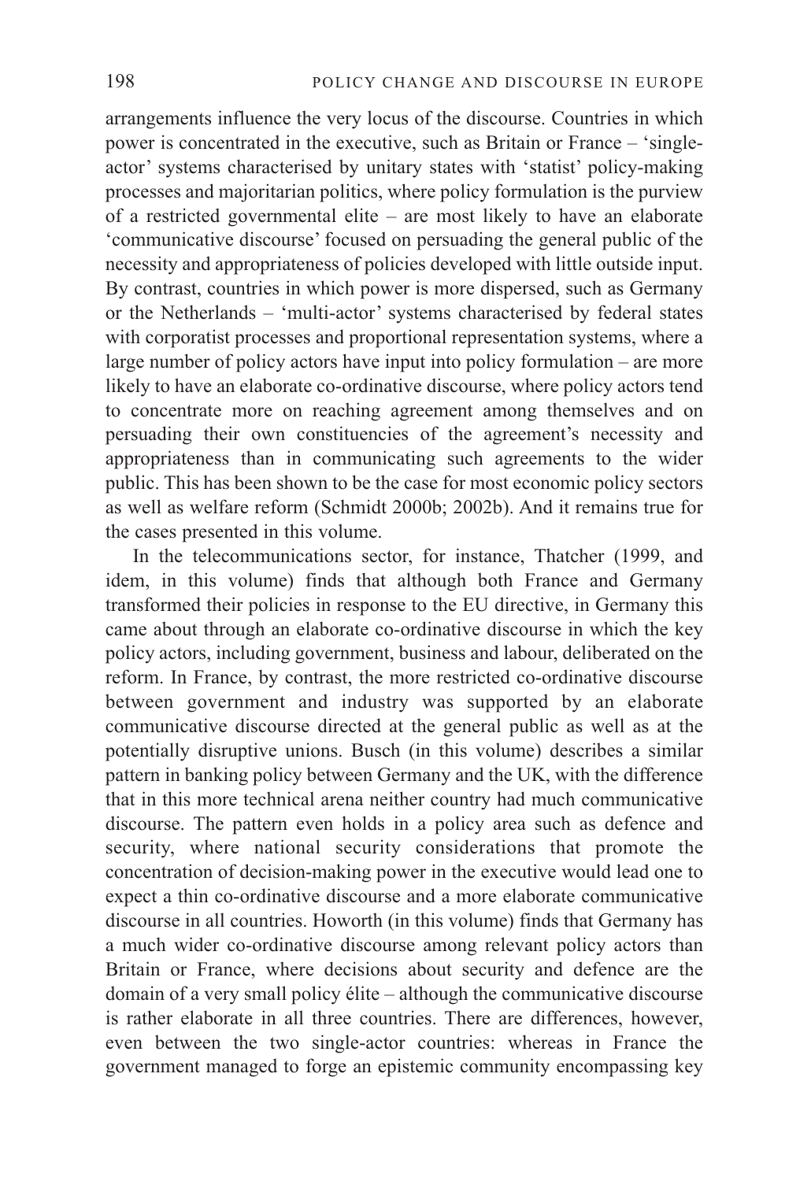arrangements influence the very locus of the discourse. Countries in which power is concentrated in the executive, such as Britain or France – 'single-actor' systems characterised by unitary states with 'statist' policy-making processes and majoritarian politics, where policy formulation is the purview of a restricted governmental elite – are most likely to have an elaborate 'communicative discourse' focused on persuading the general public of the necessity and appropriateness of policies developed with little outside input. By contrast, countries in which power is more dispersed, such as Germany or the Netherlands – 'multi-actor' systems characterised by federal states with corporatist processes and proportional representation systems, where a large number of policy actors have input into policy formulation – are more likely to have an elaborate co-ordinative discourse, where policy actors tend to concentrate more on reaching agreement among themselves and on persuading their own constituencies of the agreement's necessity and appropriateness than in communicating such agreements to the wider public. This has been shown to be the case for most economic policy sectors as well as welfare reform (Schmidt 2000b; 2002b). And it remains true for the cases presented in this volume.

In the telecommunications sector, for instance, Thatcher (1999, and idem, in this volume) finds that although both France and Germany transformed their policies in response to the EU directive, in Germany this came about through an elaborate co-ordinative discourse in which the key policy actors, including government, business and labour, deliberated on the reform. In France, by contrast, the more restricted co-ordinative discourse between government and industry was supported by an elaborate communicative discourse directed at the general public as well as at the potentially disruptive unions. Busch (in this volume) describes a similar pattern in banking policy between Germany and the UK, with the difference that in this more technical arena neither country had much communicative discourse. The pattern even holds in a policy area such as defence and security, where national security considerations that promote the concentration of decision-making power in the executive would lead one to expect a thin co-ordinative discourse and a more elaborate communicative discourse in all countries. Howorth (in this volume) finds that Germany has a much wider co-ordinative discourse among relevant policy actors than Britain or France, where decisions about security and defence are the domain of a very small policy élite – although the communicative discourse is rather elaborate in all three countries. There are differences, however, even between the two single-actor countries: whereas in France the government managed to forge an epistemic community encompassing key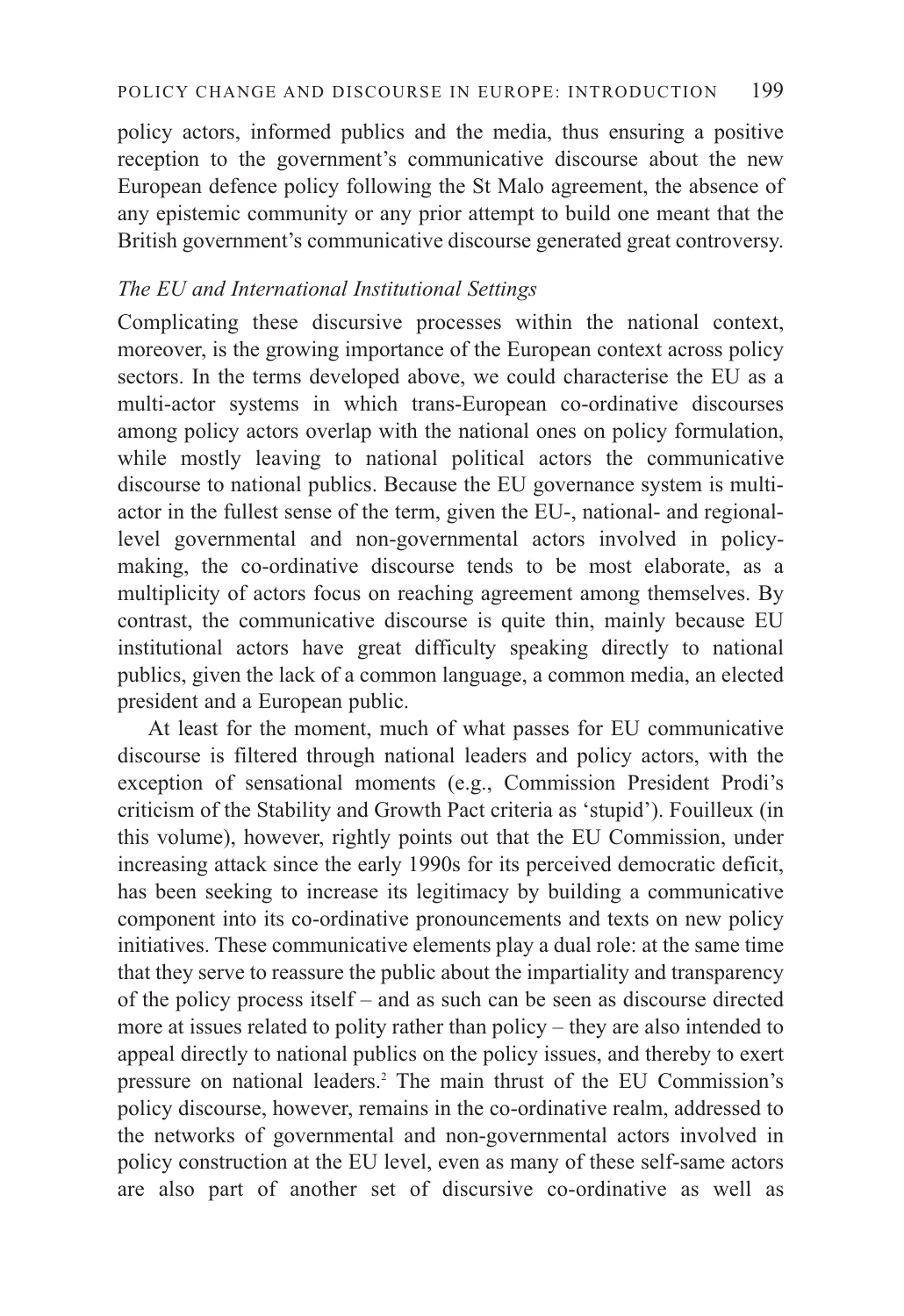policy actors, informed publics and the media, thus ensuring a positive reception to the government's communicative discourse about the new European defence policy following the St Malo agreement, the absence of any epistemic community or any prior attempt to build one meant that the British government's communicative discourse generated great controversy.

### *The EU and International Institutional Settings*

Complicating these discursive processes within the national context, moreover, is the growing importance of the European context across policy sectors. In the terms developed above, we could characterise the EU as a multi-actor systems in which trans-European co-ordinative discourses among policy actors overlap with the national ones on policy formulation, while mostly leaving to national political actors the communicative discourse to national publics. Because the EU governance system is multi-actor in the fullest sense of the term, given the EU-, national- and regional-level governmental and non-governmental actors involved in policy-making, the co-ordinative discourse tends to be most elaborate, as a multiplicity of actors focus on reaching agreement among themselves. By contrast, the communicative discourse is quite thin, mainly because EU institutional actors have great difficulty speaking directly to national publics, given the lack of a common language, a common media, an elected president and a European public.

At least for the moment, much of what passes for EU communicative discourse is filtered through national leaders and policy actors, with the exception of sensational moments (e.g., Commission President Prodi's criticism of the Stability and Growth Pact criteria as 'stupid'). Fouilleux (in this volume), however, rightly points out that the EU Commission, under increasing attack since the early 1990s for its perceived democratic deficit, has been seeking to increase its legitimacy by building a communicative component into its co-ordinative pronouncements and texts on new policy initiatives. These communicative elements play a dual role: at the same time that they serve to reassure the public about the impartiality and transparency of the policy process itself – and as such can be seen as discourse directed more at issues related to polity rather than policy – they are also intended to appeal directly to national publics on the policy issues, and thereby to exert pressure on national leaders.[2] The main thrust of the EU Commission's policy discourse, however, remains in the co-ordinative realm, addressed to the networks of governmental and non-governmental actors involved in policy construction at the EU level, even as many of these self-same actors are also part of another set of discursive co-ordinative as well as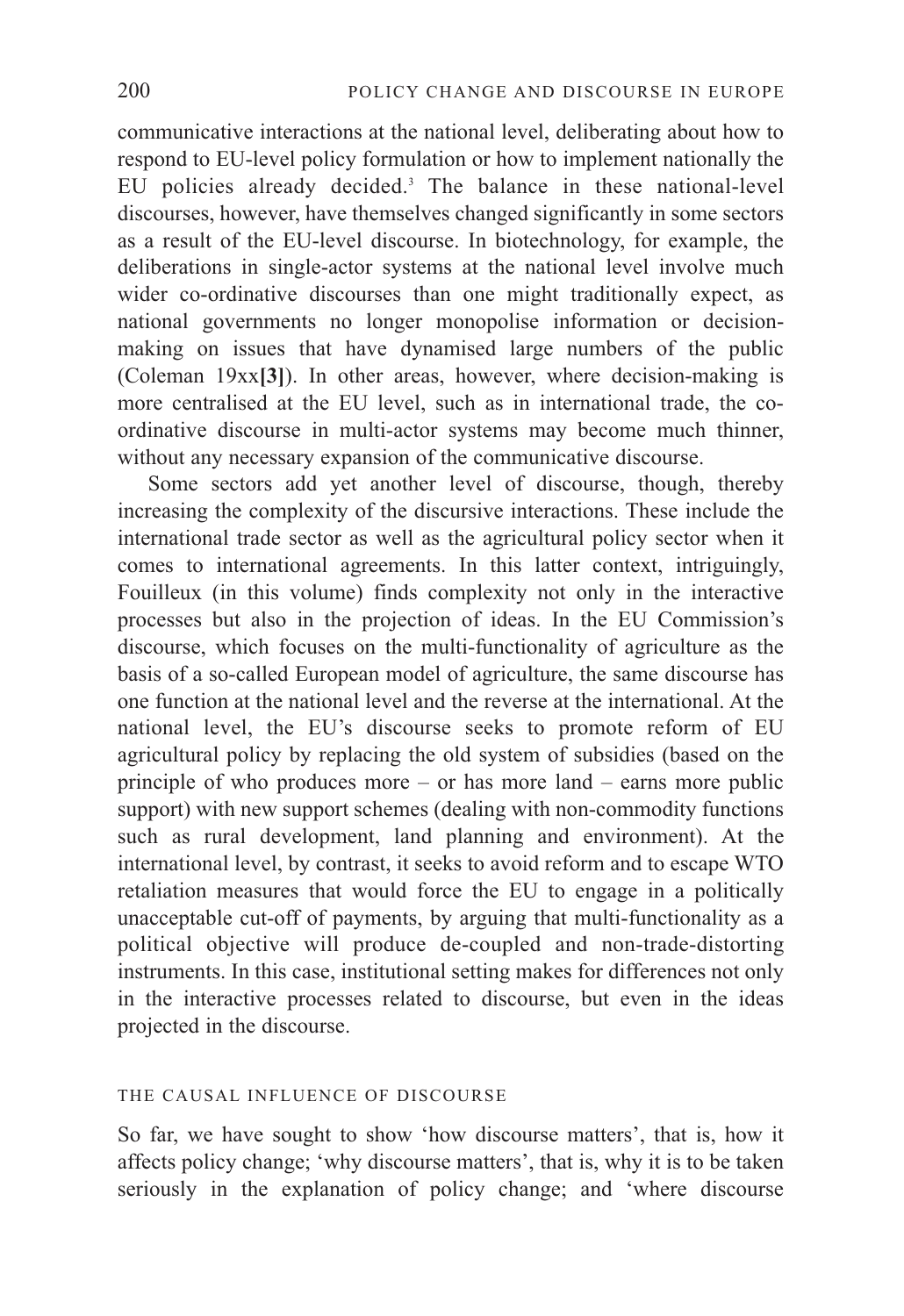communicative interactions at the national level, deliberating about how to respond to EU-level policy formulation or how to implement nationally the EU policies already decided.[3] The balance in these national-level discourses, however, have themselves changed significantly in some sectors as a result of the EU-level discourse. In biotechnology, for example, the deliberations in single-actor systems at the national level involve much wider co-ordinative discourses than one might traditionally expect, as national governments no longer monopolise information or decision-making on issues that have dynamised large numbers of the public (Coleman 19xx**[3]**). In other areas, however, where decision-making is more centralised at the EU level, such as in international trade, the co-ordinative discourse in multi-actor systems may become much thinner, without any necessary expansion of the communicative discourse.

Some sectors add yet another level of discourse, though, thereby increasing the complexity of the discursive interactions. These include the international trade sector as well as the agricultural policy sector when it comes to international agreements. In this latter context, intriguingly, Fouilleux (in this volume) finds complexity not only in the interactive processes but also in the projection of ideas. In the EU Commission's discourse, which focuses on the multi-functionality of agriculture as the basis of a so-called European model of agriculture, the same discourse has one function at the national level and the reverse at the international. At the national level, the EU's discourse seeks to promote reform of EU agricultural policy by replacing the old system of subsidies (based on the principle of who produces more – or has more land – earns more public support) with new support schemes (dealing with non-commodity functions such as rural development, land planning and environment). At the international level, by contrast, it seeks to avoid reform and to escape WTO retaliation measures that would force the EU to engage in a politically unacceptable cut-off of payments, by arguing that multi-functionality as a political objective will produce de-coupled and non-trade-distorting instruments. In this case, institutional setting makes for differences not only in the interactive processes related to discourse, but even in the ideas projected in the discourse.

## THE CAUSAL INFLUENCE OF DISCOURSE

So far, we have sought to show 'how discourse matters', that is, how it affects policy change; 'why discourse matters', that is, why it is to be taken seriously in the explanation of policy change; and 'where discourse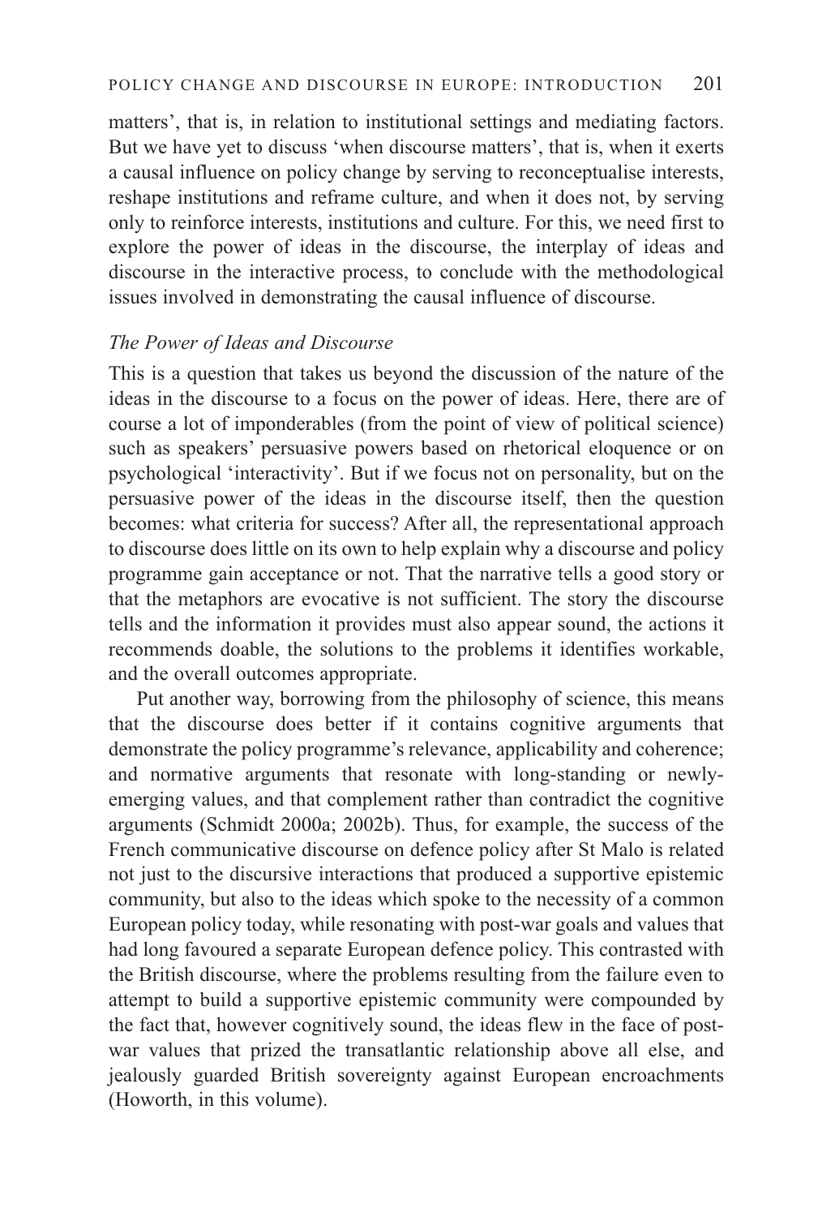matters', that is, in relation to institutional settings and mediating factors. But we have yet to discuss 'when discourse matters', that is, when it exerts a causal influence on policy change by serving to reconceptualise interests, reshape institutions and reframe culture, and when it does not, by serving only to reinforce interests, institutions and culture. For this, we need first to explore the power of ideas in the discourse, the interplay of ideas and discourse in the interactive process, to conclude with the methodological issues involved in demonstrating the causal influence of discourse.

### *The Power of Ideas and Discourse*

This is a question that takes us beyond the discussion of the nature of the ideas in the discourse to a focus on the power of ideas. Here, there are of course a lot of imponderables (from the point of view of political science) such as speakers' persuasive powers based on rhetorical eloquence or on psychological 'interactivity'. But if we focus not on personality, but on the persuasive power of the ideas in the discourse itself, then the question becomes: what criteria for success? After all, the representational approach to discourse does little on its own to help explain why a discourse and policy programme gain acceptance or not. That the narrative tells a good story or that the metaphors are evocative is not sufficient. The story the discourse tells and the information it provides must also appear sound, the actions it recommends doable, the solutions to the problems it identifies workable, and the overall outcomes appropriate.

Put another way, borrowing from the philosophy of science, this means that the discourse does better if it contains cognitive arguments that demonstrate the policy programme's relevance, applicability and coherence; and normative arguments that resonate with long-standing or newly-emerging values, and that complement rather than contradict the cognitive arguments (Schmidt 2000a; 2002b). Thus, for example, the success of the French communicative discourse on defence policy after St Malo is related not just to the discursive interactions that produced a supportive epistemic community, but also to the ideas which spoke to the necessity of a common European policy today, while resonating with post-war goals and values that had long favoured a separate European defence policy. This contrasted with the British discourse, where the problems resulting from the failure even to attempt to build a supportive epistemic community were compounded by the fact that, however cognitively sound, the ideas flew in the face of post-war values that prized the transatlantic relationship above all else, and jealously guarded British sovereignty against European encroachments (Howorth, in this volume).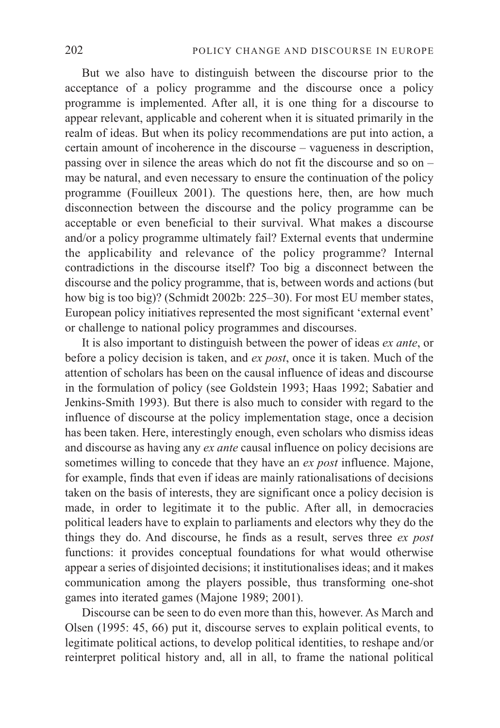But we also have to distinguish between the discourse prior to the acceptance of a policy programme and the discourse once a policy programme is implemented. After all, it is one thing for a discourse to appear relevant, applicable and coherent when it is situated primarily in the realm of ideas. But when its policy recommendations are put into action, a certain amount of incoherence in the discourse – vagueness in description, passing over in silence the areas which do not fit the discourse and so on – may be natural, and even necessary to ensure the continuation of the policy programme (Fouilleux 2001). The questions here, then, are how much disconnection between the discourse and the policy programme can be acceptable or even beneficial to their survival. What makes a discourse and/or a policy programme ultimately fail? External events that undermine the applicability and relevance of the policy programme? Internal contradictions in the discourse itself? Too big a disconnect between the discourse and the policy programme, that is, between words and actions (but how big is too big)? (Schmidt 2002b: 225–30). For most EU member states, European policy initiatives represented the most significant 'external event' or challenge to national policy programmes and discourses.

It is also important to distinguish between the power of ideas *ex ante*, or before a policy decision is taken, and *ex post*, once it is taken. Much of the attention of scholars has been on the causal influence of ideas and discourse in the formulation of policy (see Goldstein 1993; Haas 1992; Sabatier and Jenkins-Smith 1993). But there is also much to consider with regard to the influence of discourse at the policy implementation stage, once a decision has been taken. Here, interestingly enough, even scholars who dismiss ideas and discourse as having any *ex ante* causal influence on policy decisions are sometimes willing to concede that they have an *ex post* influence. Majone, for example, finds that even if ideas are mainly rationalisations of decisions taken on the basis of interests, they are significant once a policy decision is made, in order to legitimate it to the public. After all, in democracies political leaders have to explain to parliaments and electors why they do the things they do. And discourse, he finds as a result, serves three *ex post* functions: it provides conceptual foundations for what would otherwise appear a series of disjointed decisions; it institutionalises ideas; and it makes communication among the players possible, thus transforming one-shot games into iterated games (Majone 1989; 2001).

Discourse can be seen to do even more than this, however. As March and Olsen (1995: 45, 66) put it, discourse serves to explain political events, to legitimate political actions, to develop political identities, to reshape and/or reinterpret political history and, all in all, to frame the national political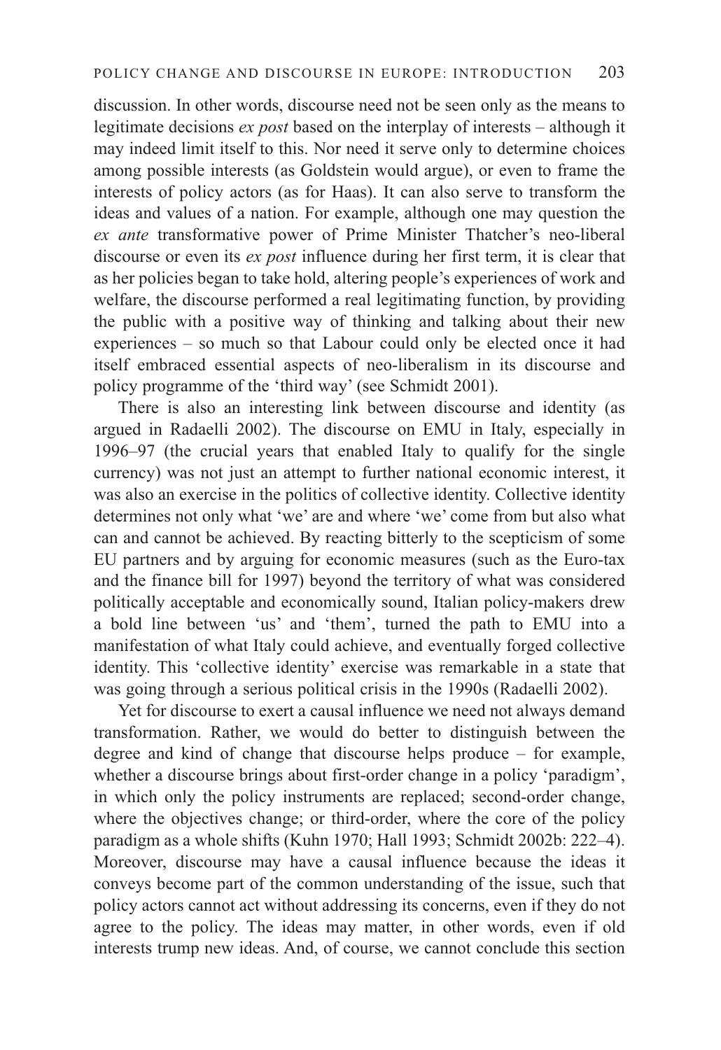discussion. In other words, discourse need not be seen only as the means to legitimate decisions *ex post* based on the interplay of interests – although it may indeed limit itself to this. Nor need it serve only to determine choices among possible interests (as Goldstein would argue), or even to frame the interests of policy actors (as for Haas). It can also serve to transform the ideas and values of a nation. For example, although one may question the *ex ante* transformative power of Prime Minister Thatcher's neo-liberal discourse or even its *ex post* influence during her first term, it is clear that as her policies began to take hold, altering people's experiences of work and welfare, the discourse performed a real legitimating function, by providing the public with a positive way of thinking and talking about their new experiences – so much so that Labour could only be elected once it had itself embraced essential aspects of neo-liberalism in its discourse and policy programme of the 'third way' (see Schmidt 2001).

There is also an interesting link between discourse and identity (as argued in Radaelli 2002). The discourse on EMU in Italy, especially in 1996–97 (the crucial years that enabled Italy to qualify for the single currency) was not just an attempt to further national economic interest, it was also an exercise in the politics of collective identity. Collective identity determines not only what 'we' are and where 'we' come from but also what can and cannot be achieved. By reacting bitterly to the scepticism of some EU partners and by arguing for economic measures (such as the Euro-tax and the finance bill for 1997) beyond the territory of what was considered politically acceptable and economically sound, Italian policy-makers drew a bold line between 'us' and 'them', turned the path to EMU into a manifestation of what Italy could achieve, and eventually forged collective identity. This 'collective identity' exercise was remarkable in a state that was going through a serious political crisis in the 1990s (Radaelli 2002).

Yet for discourse to exert a causal influence we need not always demand transformation. Rather, we would do better to distinguish between the degree and kind of change that discourse helps produce – for example, whether a discourse brings about first-order change in a policy 'paradigm', in which only the policy instruments are replaced; second-order change, where the objectives change; or third-order, where the core of the policy paradigm as a whole shifts (Kuhn 1970; Hall 1993; Schmidt 2002b: 222–4). Moreover, discourse may have a causal influence because the ideas it conveys become part of the common understanding of the issue, such that policy actors cannot act without addressing its concerns, even if they do not agree to the policy. The ideas may matter, in other words, even if old interests trump new ideas. And, of course, we cannot conclude this section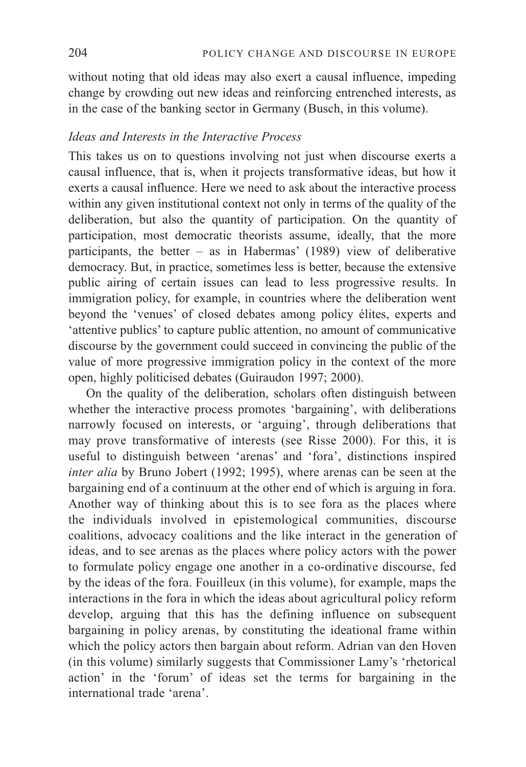without noting that old ideas may also exert a causal influence, impeding change by crowding out new ideas and reinforcing entrenched interests, as in the case of the banking sector in Germany (Busch, in this volume).

### *Ideas and Interests in the Interactive Process*

This takes us on to questions involving not just when discourse exerts a causal influence, that is, when it projects transformative ideas, but how it exerts a causal influence. Here we need to ask about the interactive process within any given institutional context not only in terms of the quality of the deliberation, but also the quantity of participation. On the quantity of participation, most democratic theorists assume, ideally, that the more participants, the better – as in Habermas' (1989) view of deliberative democracy. But, in practice, sometimes less is better, because the extensive public airing of certain issues can lead to less progressive results. In immigration policy, for example, in countries where the deliberation went beyond the 'venues' of closed debates among policy élites, experts and 'attentive publics' to capture public attention, no amount of communicative discourse by the government could succeed in convincing the public of the value of more progressive immigration policy in the context of the more open, highly politicised debates (Guiraudon 1997; 2000).

On the quality of the deliberation, scholars often distinguish between whether the interactive process promotes 'bargaining', with deliberations narrowly focused on interests, or 'arguing', through deliberations that may prove transformative of interests (see Risse 2000). For this, it is useful to distinguish between 'arenas' and 'fora', distinctions inspired *inter alia* by Bruno Jobert (1992; 1995), where arenas can be seen at the bargaining end of a continuum at the other end of which is arguing in fora. Another way of thinking about this is to see fora as the places where the individuals involved in epistemological communities, discourse coalitions, advocacy coalitions and the like interact in the generation of ideas, and to see arenas as the places where policy actors with the power to formulate policy engage one another in a co-ordinative discourse, fed by the ideas of the fora. Fouilleux (in this volume), for example, maps the interactions in the fora in which the ideas about agricultural policy reform develop, arguing that this has the defining influence on subsequent bargaining in policy arenas, by constituting the ideational frame within which the policy actors then bargain about reform. Adrian van den Hoven (in this volume) similarly suggests that Commissioner Lamy's 'rhetorical action' in the 'forum' of ideas set the terms for bargaining in the international trade 'arena'.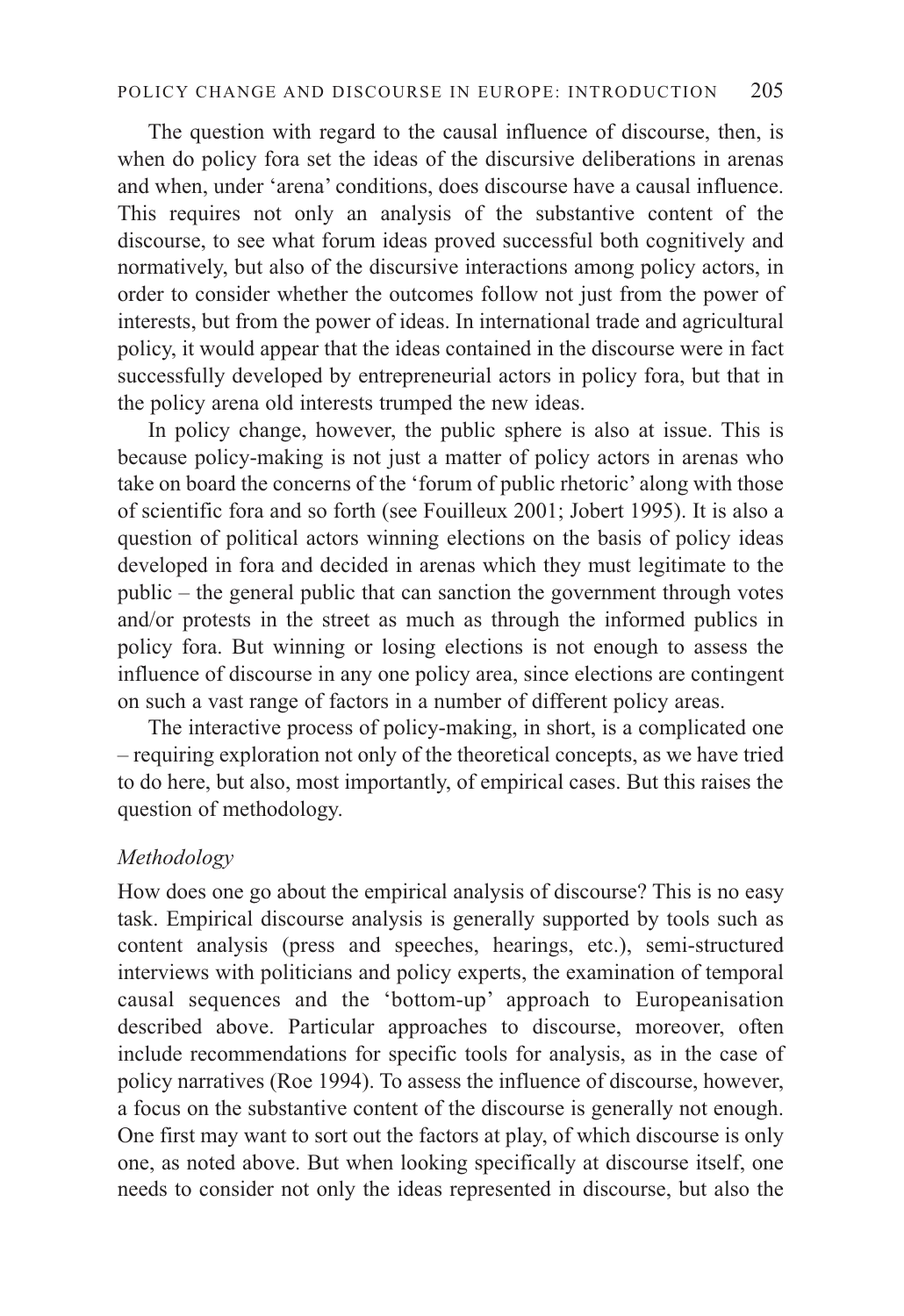The question with regard to the causal influence of discourse, then, is when do policy fora set the ideas of the discursive deliberations in arenas and when, under 'arena' conditions, does discourse have a causal influence. This requires not only an analysis of the substantive content of the discourse, to see what forum ideas proved successful both cognitively and normatively, but also of the discursive interactions among policy actors, in order to consider whether the outcomes follow not just from the power of interests, but from the power of ideas. In international trade and agricultural policy, it would appear that the ideas contained in the discourse were in fact successfully developed by entrepreneurial actors in policy fora, but that in the policy arena old interests trumped the new ideas.

In policy change, however, the public sphere is also at issue. This is because policy-making is not just a matter of policy actors in arenas who take on board the concerns of the 'forum of public rhetoric' along with those of scientific fora and so forth (see Fouilleux 2001; Jobert 1995). It is also a question of political actors winning elections on the basis of policy ideas developed in fora and decided in arenas which they must legitimate to the public – the general public that can sanction the government through votes and/or protests in the street as much as through the informed publics in policy fora. But winning or losing elections is not enough to assess the influence of discourse in any one policy area, since elections are contingent on such a vast range of factors in a number of different policy areas.

The interactive process of policy-making, in short, is a complicated one – requiring exploration not only of the theoretical concepts, as we have tried to do here, but also, most importantly, of empirical cases. But this raises the question of methodology.

### *Methodology*

How does one go about the empirical analysis of discourse? This is no easy task. Empirical discourse analysis is generally supported by tools such as content analysis (press and speeches, hearings, etc.), semi-structured interviews with politicians and policy experts, the examination of temporal causal sequences and the 'bottom-up' approach to Europeanisation described above. Particular approaches to discourse, moreover, often include recommendations for specific tools for analysis, as in the case of policy narratives (Roe 1994). To assess the influence of discourse, however, a focus on the substantive content of the discourse is generally not enough. One first may want to sort out the factors at play, of which discourse is only one, as noted above. But when looking specifically at discourse itself, one needs to consider not only the ideas represented in discourse, but also the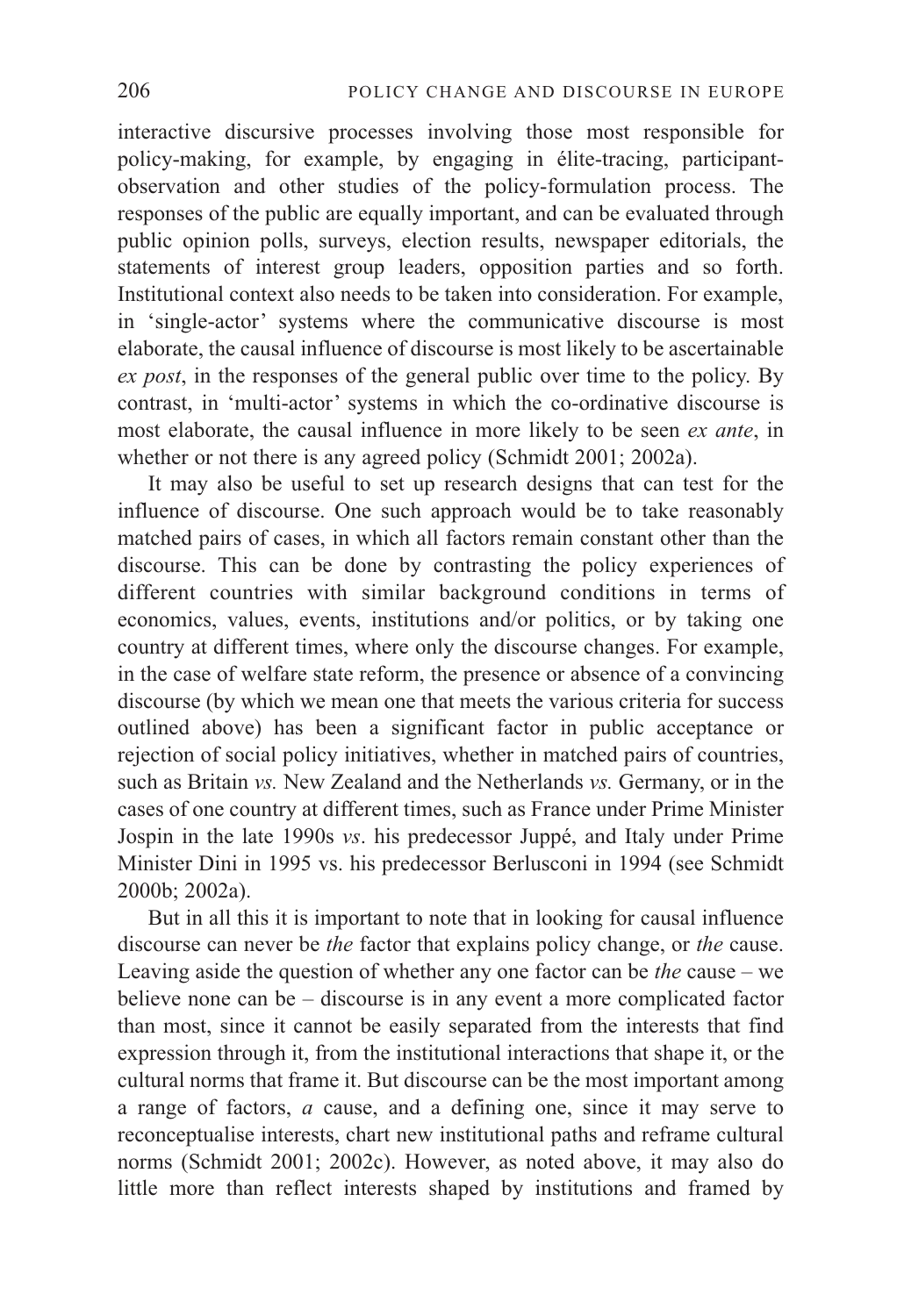interactive discursive processes involving those most responsible for policy-making, for example, by engaging in élite-tracing, participant-observation and other studies of the policy-formulation process. The responses of the public are equally important, and can be evaluated through public opinion polls, surveys, election results, newspaper editorials, the statements of interest group leaders, opposition parties and so forth. Institutional context also needs to be taken into consideration. For example, in 'single-actor' systems where the communicative discourse is most elaborate, the causal influence of discourse is most likely to be ascertainable *ex post*, in the responses of the general public over time to the policy. By contrast, in 'multi-actor' systems in which the co-ordinative discourse is most elaborate, the causal influence in more likely to be seen *ex ante*, in whether or not there is any agreed policy (Schmidt 2001; 2002a).

It may also be useful to set up research designs that can test for the influence of discourse. One such approach would be to take reasonably matched pairs of cases, in which all factors remain constant other than the discourse. This can be done by contrasting the policy experiences of different countries with similar background conditions in terms of economics, values, events, institutions and/or politics, or by taking one country at different times, where only the discourse changes. For example, in the case of welfare state reform, the presence or absence of a convincing discourse (by which we mean one that meets the various criteria for success outlined above) has been a significant factor in public acceptance or rejection of social policy initiatives, whether in matched pairs of countries, such as Britain *vs.* New Zealand and the Netherlands *vs.* Germany, or in the cases of one country at different times, such as France under Prime Minister Jospin in the late 1990s *vs*. his predecessor Juppé, and Italy under Prime Minister Dini in 1995 vs. his predecessor Berlusconi in 1994 (see Schmidt 2000b; 2002a).

But in all this it is important to note that in looking for causal influence discourse can never be *the* factor that explains policy change, or *the* cause. Leaving aside the question of whether any one factor can be *the* cause – we believe none can be – discourse is in any event a more complicated factor than most, since it cannot be easily separated from the interests that find expression through it, from the institutional interactions that shape it, or the cultural norms that frame it. But discourse can be the most important among a range of factors, *a* cause, and a defining one, since it may serve to reconceptualise interests, chart new institutional paths and reframe cultural norms (Schmidt 2001; 2002c). However, as noted above, it may also do little more than reflect interests shaped by institutions and framed by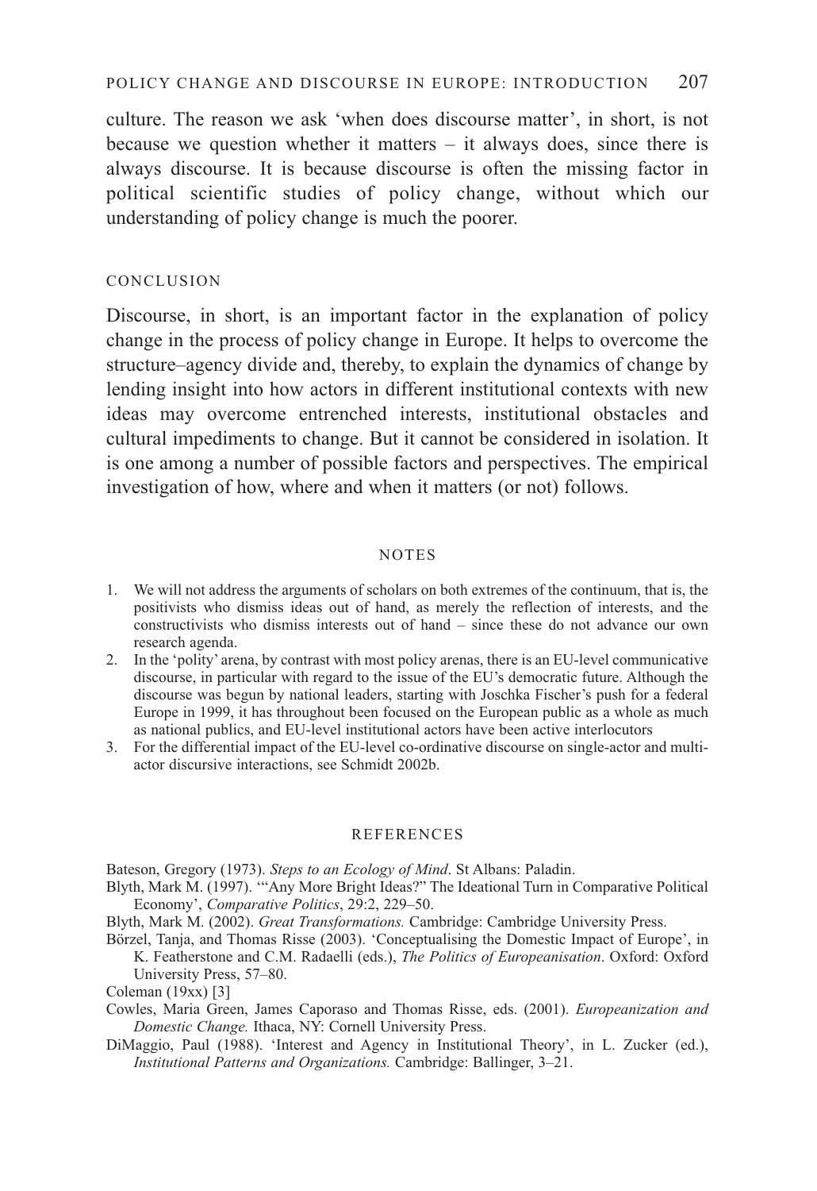culture. The reason we ask 'when does discourse matter', in short, is not because we question whether it matters – it always does, since there is always discourse. It is because discourse is often the missing factor in political scientific studies of policy change, without which our understanding of policy change is much the poorer.

## CONCLUSION

Discourse, in short, is an important factor in the explanation of policy change in the process of policy change in Europe. It helps to overcome the structure–agency divide and, thereby, to explain the dynamics of change by lending insight into how actors in different institutional contexts with new ideas may overcome entrenched interests, institutional obstacles and cultural impediments to change. But it cannot be considered in isolation. It is one among a number of possible factors and perspectives. The empirical investigation of how, where and when it matters (or not) follows.

## NOTES

1. We will not address the arguments of scholars on both extremes of the continuum, that is, the positivists who dismiss ideas out of hand, as merely the reflection of interests, and the constructivists who dismiss interests out of hand – since these do not advance our own research agenda.
2. In the 'polity' arena, by contrast with most policy arenas, there is an EU-level communicative discourse, in particular with regard to the issue of the EU's democratic future. Although the discourse was begun by national leaders, starting with Joschka Fischer's push for a federal Europe in 1999, it has throughout been focused on the European public as a whole as much as national publics, and EU-level institutional actors have been active interlocutors
3. For the differential impact of the EU-level co-ordinative discourse on single-actor and multi-actor discursive interactions, see Schmidt 2002b.

## REFERENCES

Bateson, Gregory (1973). *Steps to an Ecology of Mind*. St Albans: Paladin.

Blyth, Mark M. (1997). '"Any More Bright Ideas?" The Ideational Turn in Comparative Political Economy', *Comparative Politics*, 29:2, 229–50.

Blyth, Mark M. (2002). *Great Transformations.* Cambridge: Cambridge University Press.

Börzel, Tanja, and Thomas Risse (2003). 'Conceptualising the Domestic Impact of Europe', in K. Featherstone and C.M. Radaelli (eds.), *The Politics of Europeanisation*. Oxford: Oxford University Press, 57–80.

Coleman (19xx) [3]

Cowles, Maria Green, James Caporaso and Thomas Risse, eds. (2001). *Europeanization and Domestic Change.* Ithaca, NY: Cornell University Press.

DiMaggio, Paul (1988). 'Interest and Agency in Institutional Theory', in L. Zucker (ed.), *Institutional Patterns and Organizations.* Cambridge: Ballinger, 3–21.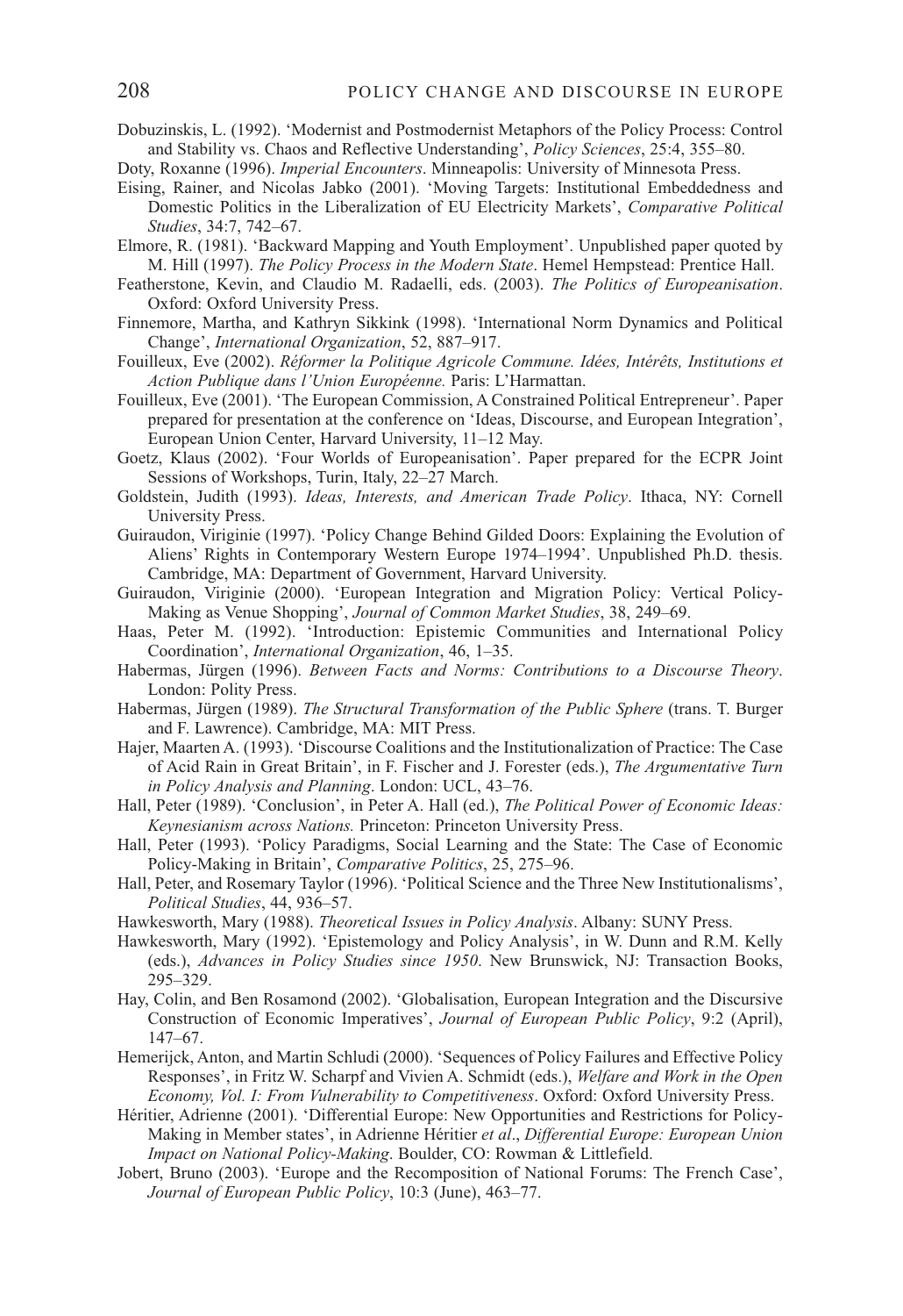Dobuzinskis, L. (1992). 'Modernist and Postmodernist Metaphors of the Policy Process: Control and Stability vs. Chaos and Reflective Understanding', *Policy Sciences*, 25:4, 355–80.

Doty, Roxanne (1996). *Imperial Encounters*. Minneapolis: University of Minnesota Press.

Eising, Rainer, and Nicolas Jabko (2001). 'Moving Targets: Institutional Embeddedness and Domestic Politics in the Liberalization of EU Electricity Markets', *Comparative Political Studies*, 34:7, 742–67.

Elmore, R. (1981). 'Backward Mapping and Youth Employment'. Unpublished paper quoted by M. Hill (1997). *The Policy Process in the Modern State*. Hemel Hempstead: Prentice Hall.

Featherstone, Kevin, and Claudio M. Radaelli, eds. (2003). *The Politics of Europeanisation*. Oxford: Oxford University Press.

Finnemore, Martha, and Kathryn Sikkink (1998). 'International Norm Dynamics and Political Change', *International Organization*, 52, 887–917.

Fouilleux, Eve (2002). *Réformer la Politique Agricole Commune. Idées, Intérêts, Institutions et Action Publique dans l'Union Européenne.* Paris: L'Harmattan.

Fouilleux, Eve (2001). 'The European Commission, A Constrained Political Entrepreneur'. Paper prepared for presentation at the conference on 'Ideas, Discourse, and European Integration', European Union Center, Harvard University, 11–12 May.

Goetz, Klaus (2002). 'Four Worlds of Europeanisation'. Paper prepared for the ECPR Joint Sessions of Workshops, Turin, Italy, 22–27 March.

Goldstein, Judith (1993). *Ideas, Interests, and American Trade Policy*. Ithaca, NY: Cornell University Press.

Guiraudon, Viriginie (1997). 'Policy Change Behind Gilded Doors: Explaining the Evolution of Aliens' Rights in Contemporary Western Europe 1974–1994'. Unpublished Ph.D. thesis. Cambridge, MA: Department of Government, Harvard University.

Guiraudon, Viriginie (2000). 'European Integration and Migration Policy: Vertical Policy-Making as Venue Shopping', *Journal of Common Market Studies*, 38, 249–69.

Haas, Peter M. (1992). 'Introduction: Epistemic Communities and International Policy Coordination', *International Organization*, 46, 1–35.

Habermas, Jürgen (1996). *Between Facts and Norms: Contributions to a Discourse Theory*. London: Polity Press.

Habermas, Jürgen (1989). *The Structural Transformation of the Public Sphere* (trans. T. Burger and F. Lawrence). Cambridge, MA: MIT Press.

Hajer, Maarten A. (1993). 'Discourse Coalitions and the Institutionalization of Practice: The Case of Acid Rain in Great Britain', in F. Fischer and J. Forester (eds.), *The Argumentative Turn in Policy Analysis and Planning*. London: UCL, 43–76.

Hall, Peter (1989). 'Conclusion', in Peter A. Hall (ed.), *The Political Power of Economic Ideas: Keynesianism across Nations.* Princeton: Princeton University Press.

Hall, Peter (1993). 'Policy Paradigms, Social Learning and the State: The Case of Economic Policy-Making in Britain', *Comparative Politics*, 25, 275–96.

Hall, Peter, and Rosemary Taylor (1996). 'Political Science and the Three New Institutionalisms', *Political Studies*, 44, 936–57.

Hawkesworth, Mary (1988). *Theoretical Issues in Policy Analysis*. Albany: SUNY Press.

Hawkesworth, Mary (1992). 'Epistemology and Policy Analysis', in W. Dunn and R.M. Kelly (eds.), *Advances in Policy Studies since 1950*. New Brunswick, NJ: Transaction Books, 295–329.

Hay, Colin, and Ben Rosamond (2002). 'Globalisation, European Integration and the Discursive Construction of Economic Imperatives', *Journal of European Public Policy*, 9:2 (April), 147–67.

Hemerijck, Anton, and Martin Schludi (2000). 'Sequences of Policy Failures and Effective Policy Responses', in Fritz W. Scharpf and Vivien A. Schmidt (eds.), *Welfare and Work in the Open Economy, Vol. I: From Vulnerability to Competitiveness*. Oxford: Oxford University Press.

Héritier, Adrienne (2001). 'Differential Europe: New Opportunities and Restrictions for Policy-Making in Member states', in Adrienne Héritier *et al*., *Differential Europe: European Union Impact on National Policy-Making*. Boulder, CO: Rowman & Littlefield.

Jobert, Bruno (2003). 'Europe and the Recomposition of National Forums: The French Case', *Journal of European Public Policy*, 10:3 (June), 463–77.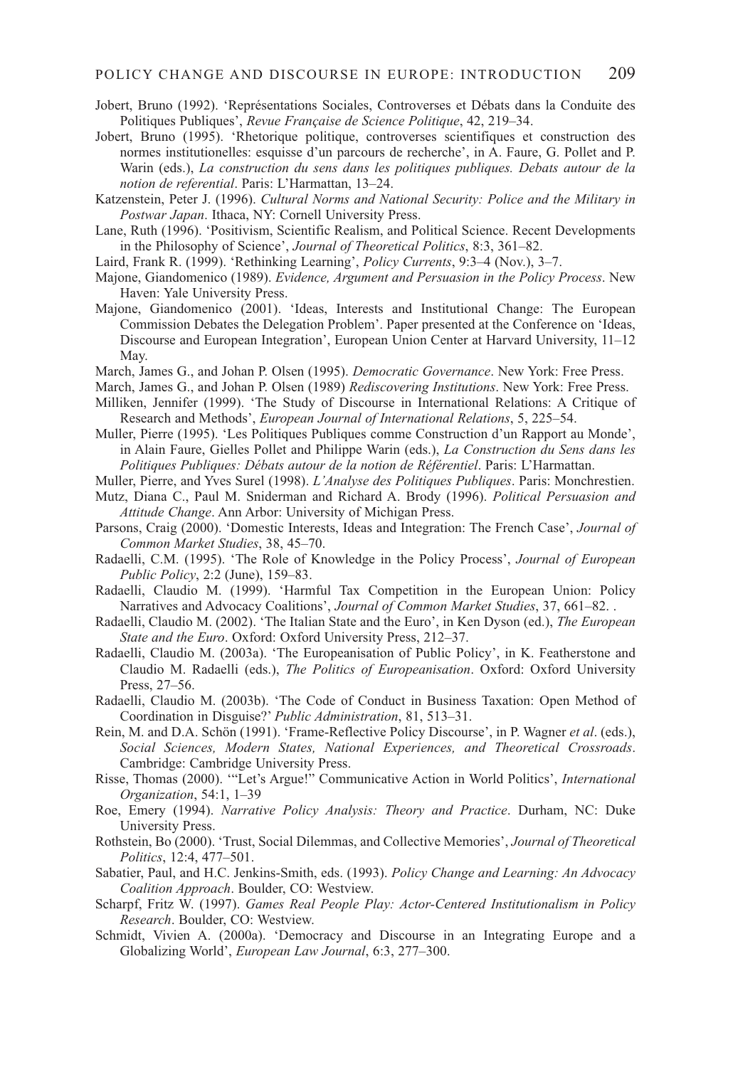Jobert, Bruno (1992). 'Représentations Sociales, Controverses et Débats dans la Conduite des Politiques Publiques', *Revue Française de Science Politique*, 42, 219–34.

Jobert, Bruno (1995). 'Rhetorique politique, controverses scientifiques et construction des normes institutionelles: esquisse d'un parcours de recherche', in A. Faure, G. Pollet and P. Warin (eds.), *La construction du sens dans les politiques publiques. Debats autour de la notion de referential*. Paris: L'Harmattan, 13–24.

Katzenstein, Peter J. (1996). *Cultural Norms and National Security: Police and the Military in Postwar Japan*. Ithaca, NY: Cornell University Press.

Lane, Ruth (1996). 'Positivism, Scientific Realism, and Political Science. Recent Developments in the Philosophy of Science', *Journal of Theoretical Politics*, 8:3, 361–82.

Laird, Frank R. (1999). 'Rethinking Learning', *Policy Currents*, 9:3–4 (Nov.), 3–7.

Majone, Giandomenico (1989). *Evidence, Argument and Persuasion in the Policy Process*. New Haven: Yale University Press.

Majone, Giandomenico (2001). 'Ideas, Interests and Institutional Change: The European Commission Debates the Delegation Problem'. Paper presented at the Conference on 'Ideas, Discourse and European Integration', European Union Center at Harvard University, 11–12 May.

March, James G., and Johan P. Olsen (1995). *Democratic Governance*. New York: Free Press.

March, James G., and Johan P. Olsen (1989) *Rediscovering Institutions*. New York: Free Press.

Milliken, Jennifer (1999). 'The Study of Discourse in International Relations: A Critique of Research and Methods', *European Journal of International Relations*, 5, 225–54.

Muller, Pierre (1995). 'Les Politiques Publiques comme Construction d'un Rapport au Monde', in Alain Faure, Gielles Pollet and Philippe Warin (eds.), *La Construction du Sens dans les Politiques Publiques: Débats autour de la notion de Référentiel*. Paris: L'Harmattan.

Muller, Pierre, and Yves Surel (1998). *L'Analyse des Politiques Publiques*. Paris: Monchrestien.

Mutz, Diana C., Paul M. Sniderman and Richard A. Brody (1996). *Political Persuasion and Attitude Change*. Ann Arbor: University of Michigan Press.

Parsons, Craig (2000). 'Domestic Interests, Ideas and Integration: The French Case', *Journal of Common Market Studies*, 38, 45–70.

Radaelli, C.M. (1995). 'The Role of Knowledge in the Policy Process', *Journal of European Public Policy*, 2:2 (June), 159–83.

Radaelli, Claudio M. (1999). 'Harmful Tax Competition in the European Union: Policy Narratives and Advocacy Coalitions', *Journal of Common Market Studies*, 37, 661–82. .

Radaelli, Claudio M. (2002). 'The Italian State and the Euro', in Ken Dyson (ed.), *The European State and the Euro*. Oxford: Oxford University Press, 212–37.

Radaelli, Claudio M. (2003a). 'The Europeanisation of Public Policy', in K. Featherstone and Claudio M. Radaelli (eds.), *The Politics of Europeanisation*. Oxford: Oxford University Press, 27–56.

Radaelli, Claudio M. (2003b). 'The Code of Conduct in Business Taxation: Open Method of Coordination in Disguise?' *Public Administration*, 81, 513–31.

Rein, M. and D.A. Schön (1991). 'Frame-Reflective Policy Discourse', in P. Wagner *et al*. (eds.), *Social Sciences, Modern States, National Experiences, and Theoretical Crossroads*. Cambridge: Cambridge University Press.

Risse, Thomas (2000). '"Let's Argue!" Communicative Action in World Politics', *International Organization*, 54:1, 1–39

Roe, Emery (1994). *Narrative Policy Analysis: Theory and Practice*. Durham, NC: Duke University Press.

Rothstein, Bo (2000). 'Trust, Social Dilemmas, and Collective Memories', *Journal of Theoretical Politics*, 12:4, 477–501.

Sabatier, Paul, and H.C. Jenkins-Smith, eds. (1993). *Policy Change and Learning: An Advocacy Coalition Approach*. Boulder, CO: Westview.

Scharpf, Fritz W. (1997). *Games Real People Play: Actor-Centered Institutionalism in Policy Research*. Boulder, CO: Westview.

Schmidt, Vivien A. (2000a). 'Democracy and Discourse in an Integrating Europe and a Globalizing World', *European Law Journal*, 6:3, 277–300.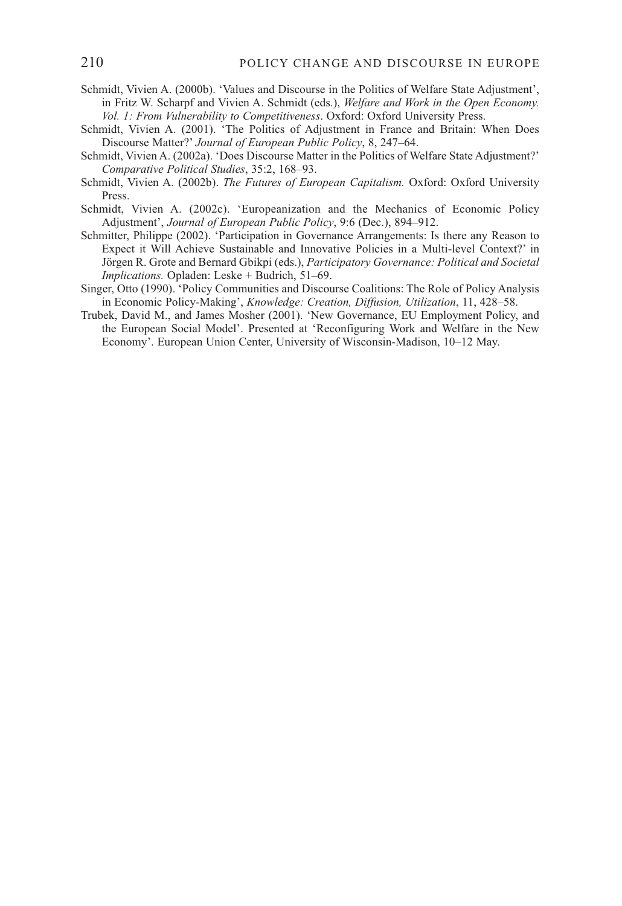Schmidt, Vivien A. (2000b). 'Values and Discourse in the Politics of Welfare State Adjustment', in Fritz W. Scharpf and Vivien A. Schmidt (eds.), *Welfare and Work in the Open Economy. Vol. 1: From Vulnerability to Competitiveness*. Oxford: Oxford University Press.

Schmidt, Vivien A. (2001). 'The Politics of Adjustment in France and Britain: When Does Discourse Matter?' *Journal of European Public Policy*, 8, 247–64.

Schmidt, Vivien A. (2002a). 'Does Discourse Matter in the Politics of Welfare State Adjustment?' *Comparative Political Studies*, 35:2, 168–93.

Schmidt, Vivien A. (2002b). *The Futures of European Capitalism.* Oxford: Oxford University Press.

Schmidt, Vivien A. (2002c). 'Europeanization and the Mechanics of Economic Policy Adjustment', *Journal of European Public Policy*, 9:6 (Dec.), 894–912.

Schmitter, Philippe (2002). 'Participation in Governance Arrangements: Is there any Reason to Expect it Will Achieve Sustainable and Innovative Policies in a Multi-level Context?' in Jörgen R. Grote and Bernard Gbikpi (eds.), *Participatory Governance: Political and Societal Implications.* Opladen: Leske + Budrich, 51–69.

Singer, Otto (1990). 'Policy Communities and Discourse Coalitions: The Role of Policy Analysis in Economic Policy-Making', *Knowledge: Creation, Diffusion, Utilization*, 11, 428–58.

Trubek, David M., and James Mosher (2001). 'New Governance, EU Employment Policy, and the European Social Model'. Presented at 'Reconfiguring Work and Welfare in the New Economy'. European Union Center, University of Wisconsin-Madison, 10–12 May.